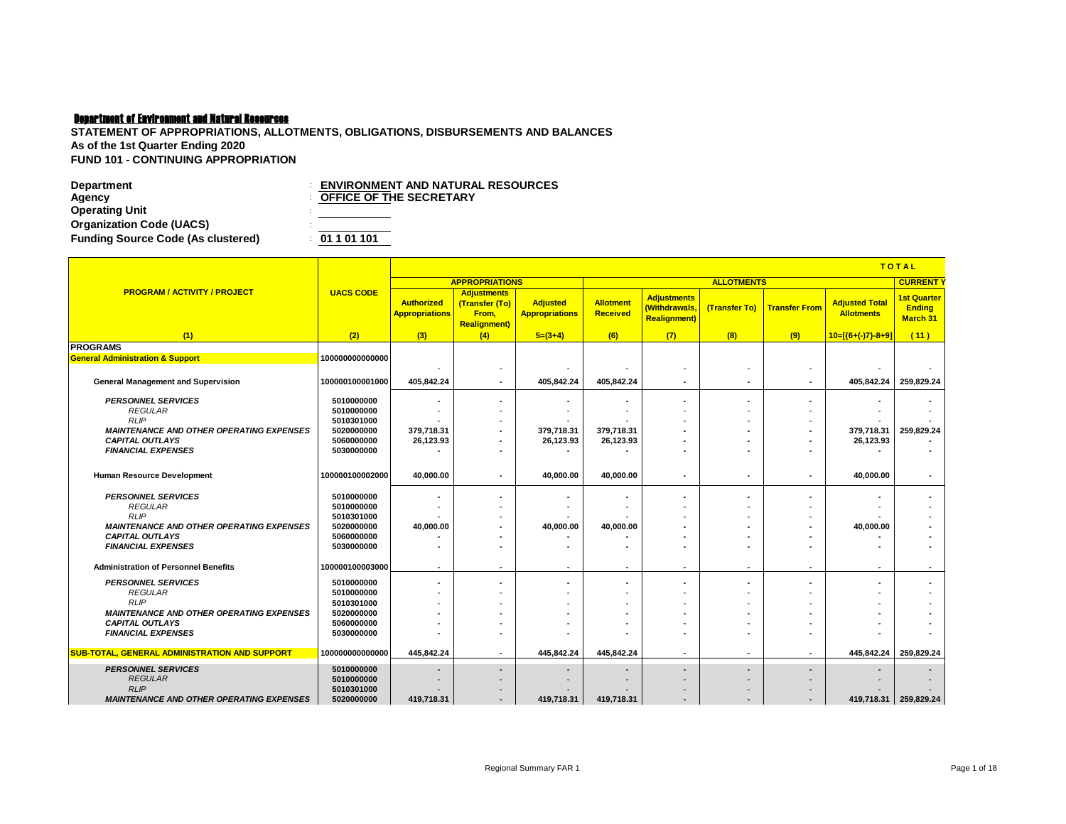**Department of Environment and Natural Resources**

**STATEMENT OF APPROPRIATIONS, ALLOTMENTS, OBLIGATIONS, DISBURSEMENTS AND BALANCES**
**As of the 1st Quarter Ending 2020**
**FUND 101 - CONTINUING APPROPRIATION**

**Department** : **ENVIRONMENT AND NATURAL RESOURCES**
**Agency** : **OFFICE OF THE SECRETARY**
**Operating Unit** :
**Organization Code (UACS)** :
**Funding Source Code (As clustered)** : **01 1 01 101**

| PROGRAM / ACTIVITY / PROJECT | UACS CODE | TOTAL | | | | | | | | |
|---|---|---|---|---|---|---|---|---|---|---|
| | | APPROPRIATIONS | | | ALLOTMENTS | | | | | CURRENT Y |
| | | Authorized Appropriations | Adjustments (Transfer (To) From, Realignment) | Adjusted Appropriations | Allotment Received | Adjustments (Withdrawals, Realignment) | (Transfer To) | Transfer From | Adjusted Total Allotments | 1st Quarter Ending March 31 |
| (1) | (2) | (3) | (4) | 5=(3+4) | (6) | (7) | (8) | (9) | 10=[{6+(-)7}-8+9] | (11) |
| **PROGRAMS** | | | | | | | | | | |
| **General Administration & Support** | 100000000000000 | - | - | - | - | - | - | - | - | - |
| **General Management and Supervision** | 100000100001000 | 405,842.24 | - | 405,842.24 | 405,842.24 | - | - | - | 405,842.24 | 259,829.24 |
| *PERSONNEL SERVICES* | 5010000000 | - | - | - | - | - | - | - | - | - |
| *REGULAR* | 5010000000 | - | - | - | - | - | - | - | - | - |
| *RLIP* | 5010301000 | - | - | - | - | - | - | - | - | - |
| *MAINTENANCE AND OTHER OPERATING EXPENSES* | 5020000000 | 379,718.31 | - | 379,718.31 | 379,718.31 | - | - | - | 379,718.31 | 259,829.24 |
| *CAPITAL OUTLAYS* | 5060000000 | 26,123.93 | - | 26,123.93 | 26,123.93 | - | - | - | 26,123.93 | - |
| *FINANCIAL EXPENSES* | 5030000000 | - | - | - | - | - | - | - | - | - |
| **Human Resource Development** | 100000100002000 | 40,000.00 | - | 40,000.00 | 40,000.00 | - | - | - | 40,000.00 | - |
| *PERSONNEL SERVICES* | 5010000000 | - | - | - | - | - | - | - | - | - |
| *REGULAR* | 5010000000 | - | - | - | - | - | - | - | - | - |
| *RLIP* | 5010301000 | - | - | - | - | - | - | - | - | - |
| *MAINTENANCE AND OTHER OPERATING EXPENSES* | 5020000000 | 40,000.00 | - | 40,000.00 | 40,000.00 | - | - | - | 40,000.00 | - |
| *CAPITAL OUTLAYS* | 5060000000 | - | - | - | - | - | - | - | - | - |
| *FINANCIAL EXPENSES* | 5030000000 | - | - | - | - | - | - | - | - | - |
| **Administration of Personnel Benefits** | 100000100003000 | - | - | - | - | - | - | - | - | - |
| *PERSONNEL SERVICES* | 5010000000 | - | - | - | - | - | - | - | - | - |
| *REGULAR* | 5010000000 | - | - | - | - | - | - | - | - | - |
| *RLIP* | 5010301000 | - | - | - | - | - | - | - | - | - |
| *MAINTENANCE AND OTHER OPERATING EXPENSES* | 5020000000 | - | - | - | - | - | - | - | - | - |
| *CAPITAL OUTLAYS* | 5060000000 | - | - | - | - | - | - | - | - | - |
| *FINANCIAL EXPENSES* | 5030000000 | - | - | - | - | - | - | - | - | - |
| **SUB-TOTAL, GENERAL ADMINISTRATION AND SUPPORT** | 100000000000000 | 445,842.24 | - | 445,842.24 | 445,842.24 | - | - | - | 445,842.24 | 259,829.24 |
| *PERSONNEL SERVICES* | 5010000000 | - | - | - | - | - | - | - | - | - |
| *REGULAR* | 5010000000 | - | - | - | - | - | - | - | - | - |
| *RLIP* | 5010301000 | - | - | - | - | - | - | - | - | - |
| *MAINTENANCE AND OTHER OPERATING EXPENSES* | 5020000000 | 419,718.31 | - | 419,718.31 | 419,718.31 | - | - | - | 419,718.31 | 259,829.24 |

Regional Summary FAR 1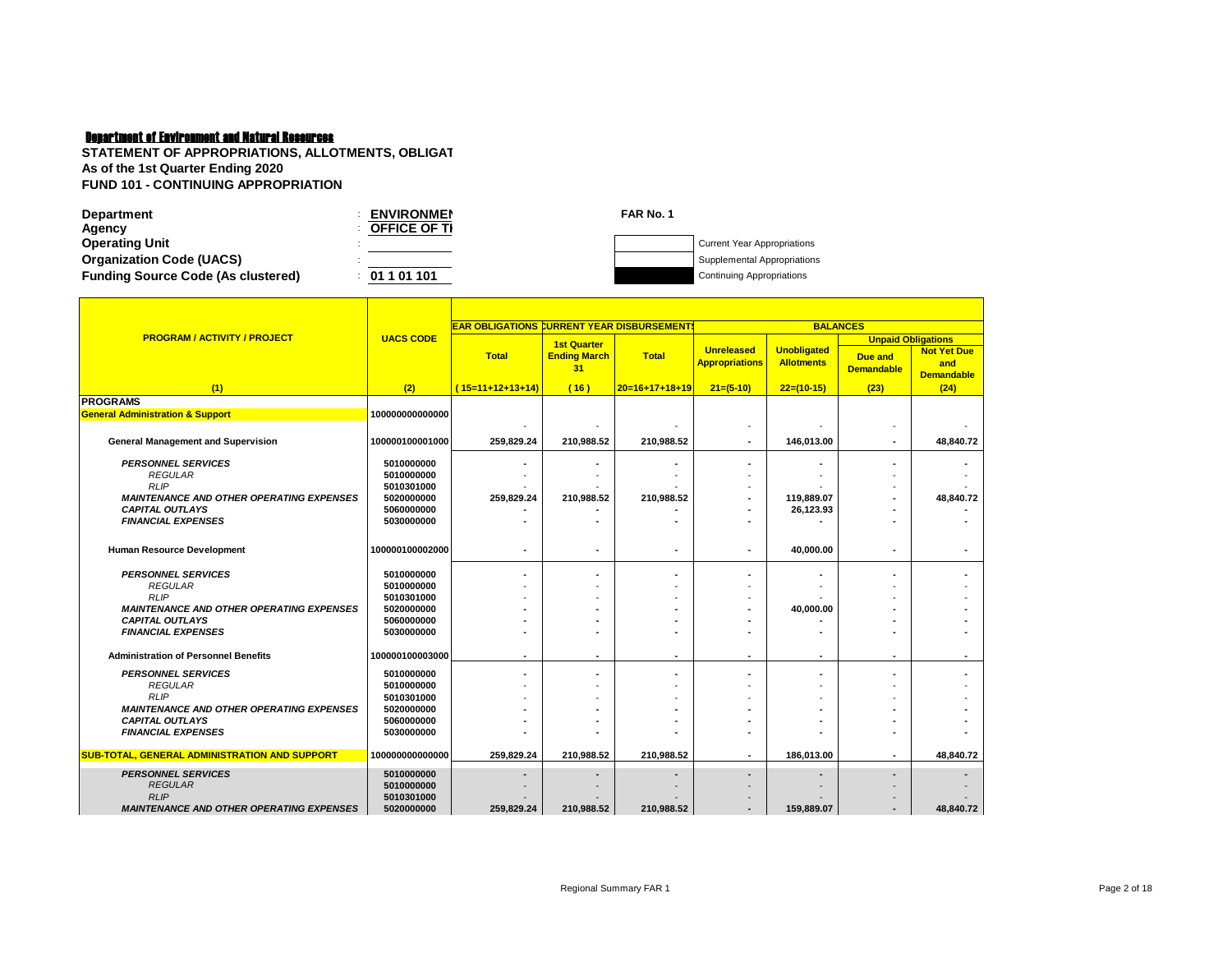**Department of Environment and Natural Resources**

**STATEMENT OF APPROPRIATIONS, ALLOTMENTS, OBLIGAT**
**As of the 1st Quarter Ending 2020**
**FUND 101 - CONTINUING APPROPRIATION**

**FAR No. 1**

| | | |
|---|---|---|
| **Department** | : | **ENVIRONMEN** |
| **Agency** | : | **OFFICE OF TI** |
| **Operating Unit** | : | |
| **Organization Code (UACS)** | : | |
| **Funding Source Code (As clustered)** | : | **01 1 01 101** |

Current Year Appropriations
Supplemental Appropriations
Continuing Appropriations

| PROGRAM / ACTIVITY / PROJECT | UACS CODE | EAR OBLIGATIONS | CURRENT YEAR DISBURSEMENTS | | BALANCES | | | |
|---|---|---|---|---|---|---|---|---|
| | | | | | | | Unpaid Obligations | |
| | | Total | 1st Quarter Ending March 31 | Total | Unreleased Appropriations | Unobligated Allotments | Due and Demandable | Not Yet Due and Demandable |
| (1) | (2) | (15=11+12+13+14) | (16) | 20=16+17+18+19 | 21=(5-10) | 22=(10-15) | (23) | (24) |
| **PROGRAMS** | | | | | | | | |
| **General Administration & Support** | 100000000000000 | - | - | - | - | - | - | - |
| **General Management and Supervision** | 100000100001000 | 259,829.24 | 210,988.52 | 210,988.52 | - | 146,013.00 | - | 48,840.72 |
| *PERSONNEL SERVICES* | 5010000000 | - | - | - | - | - | - | - |
| *REGULAR* | 5010000000 | - | - | - | - | - | - | - |
| *RLIP* | 5010301000 | - | - | - | - | - | - | - |
| *MAINTENANCE AND OTHER OPERATING EXPENSES* | 5020000000 | 259,829.24 | 210,988.52 | 210,988.52 | - | 119,889.07 | - | 48,840.72 |
| *CAPITAL OUTLAYS* | 5060000000 | - | - | - | - | 26,123.93 | - | - |
| *FINANCIAL EXPENSES* | 5030000000 | - | - | - | - | - | - | - |
| **Human Resource Development** | 100000100002000 | - | - | - | - | 40,000.00 | - | - |
| *PERSONNEL SERVICES* | 5010000000 | - | - | - | - | - | - | - |
| *REGULAR* | 5010000000 | - | - | - | - | - | - | - |
| *RLIP* | 5010301000 | - | - | - | - | - | - | - |
| *MAINTENANCE AND OTHER OPERATING EXPENSES* | 5020000000 | - | - | - | - | 40,000.00 | - | - |
| *CAPITAL OUTLAYS* | 5060000000 | - | - | - | - | - | - | - |
| *FINANCIAL EXPENSES* | 5030000000 | - | - | - | - | - | - | - |
| **Administration of Personnel Benefits** | 100000100003000 | - | - | - | - | - | - | - |
| *PERSONNEL SERVICES* | 5010000000 | - | - | - | - | - | - | - |
| *REGULAR* | 5010000000 | - | - | - | - | - | - | - |
| *RLIP* | 5010301000 | - | - | - | - | - | - | - |
| *MAINTENANCE AND OTHER OPERATING EXPENSES* | 5020000000 | - | - | - | - | - | - | - |
| *CAPITAL OUTLAYS* | 5060000000 | - | - | - | - | - | - | - |
| *FINANCIAL EXPENSES* | 5030000000 | - | - | - | - | - | - | - |
| **SUB-TOTAL, GENERAL ADMINISTRATION AND SUPPORT** | 100000000000000 | 259,829.24 | 210,988.52 | 210,988.52 | - | 186,013.00 | - | 48,840.72 |
| *PERSONNEL SERVICES* | 5010000000 | - | - | - | - | - | - | - |
| *REGULAR* | 5010000000 | - | - | - | - | - | - | - |
| *RLIP* | 5010301000 | - | - | - | - | - | - | - |
| *MAINTENANCE AND OTHER OPERATING EXPENSES* | 5020000000 | 259,829.24 | 210,988.52 | 210,988.52 | - | 159,889.07 | - | 48,840.72 |

Regional Summary FAR 1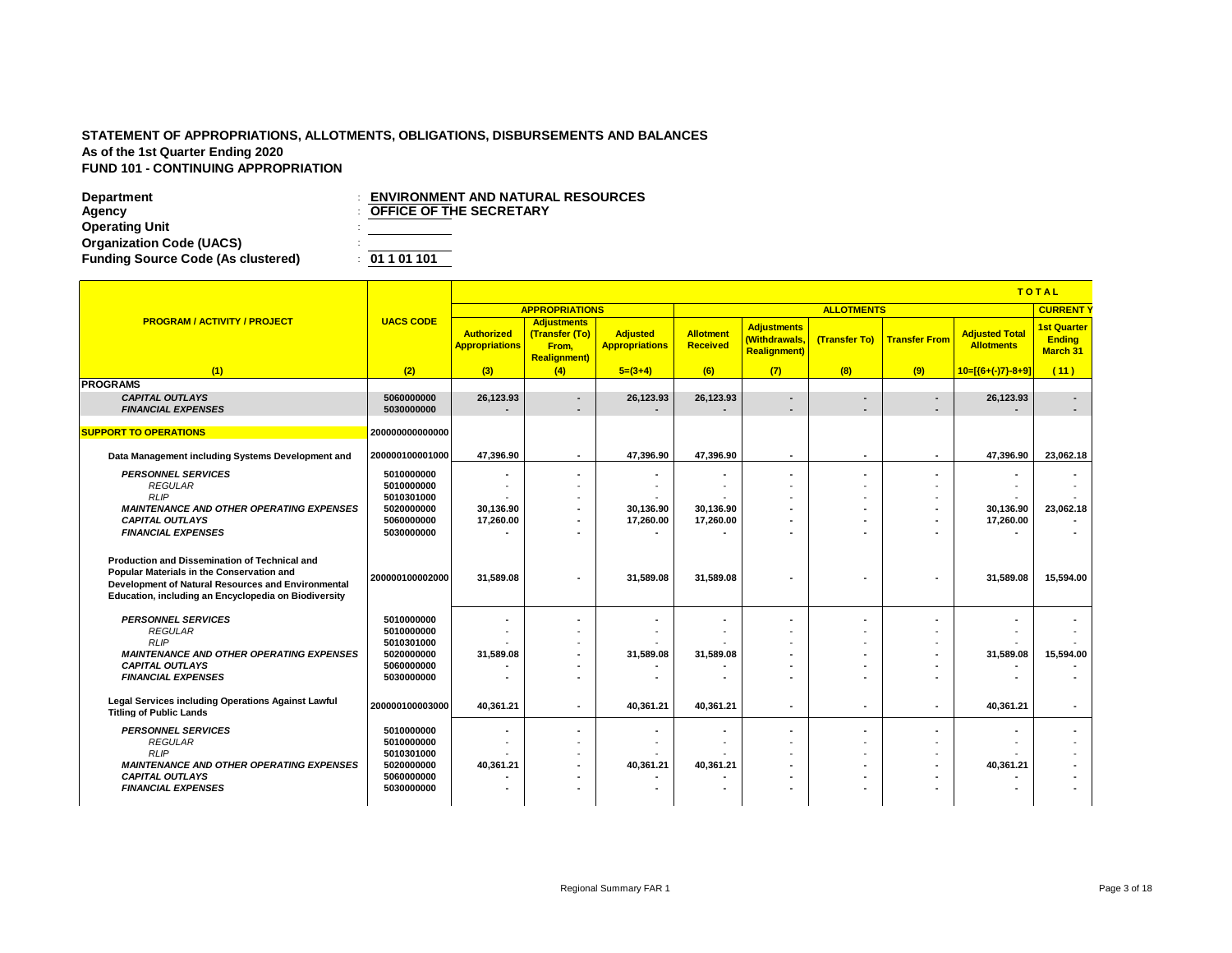## STATEMENT OF APPROPRIATIONS, ALLOTMENTS, OBLIGATIONS, DISBURSEMENTS AND BALANCES
**As of the 1st Quarter Ending 2020**
**FUND 101 - CONTINUING APPROPRIATION**

**Department** : **ENVIRONMENT AND NATURAL RESOURCES**
**Agency** : **OFFICE OF THE SECRETARY**
**Operating Unit** :
**Organization Code (UACS)** :
**Funding Source Code (As clustered)** : **01 1 01 101**

| PROGRAM / ACTIVITY / PROJECT | UACS CODE | TOTAL | | | | | | | | |
|---|---|---|---|---|---|---|---|---|---|---|
| | | APPROPRIATIONS | | | ALLOTMENTS | | | | | CURRENT Y |
| | | Authorized Appropriations | Adjustments (Transfer (To) From, Realignment) | Adjusted Appropriations | Allotment Received | Adjustments (Withdrawals, Realignment) | (Transfer To) | Transfer From | Adjusted Total Allotments | 1st Quarter Ending March 31 |
| (1) | (2) | (3) | (4) | 5=(3+4) | (6) | (7) | (8) | (9) | 10=[{6+(-)7}-8+9] | (11) |
| **PROGRAMS** | | | | | | | | | | |
| ***CAPITAL OUTLAYS*** | 5060000000 | 26,123.93 | - | 26,123.93 | 26,123.93 | - | - | - | 26,123.93 | - |
| ***FINANCIAL EXPENSES*** | 5030000000 | - | - | - | - | - | - | - | - | - |
| **SUPPORT TO OPERATIONS** | 200000000000000 | | | | | | | | | |
| **Data Management including Systems Development and** | 200000100001000 | 47,396.90 | - | 47,396.90 | 47,396.90 | - | - | - | 47,396.90 | 23,062.18 |
| ***PERSONNEL SERVICES*** | 5010000000 | - | - | - | - | - | - | - | - | - |
| *REGULAR* | 5010000000 | - | - | - | - | - | - | - | - | - |
| *RLIP* | 5010301000 | - | - | - | - | - | - | - | - | - |
| ***MAINTENANCE AND OTHER OPERATING EXPENSES*** | 5020000000 | 30,136.90 | - | 30,136.90 | 30,136.90 | - | - | - | 30,136.90 | 23,062.18 |
| ***CAPITAL OUTLAYS*** | 5060000000 | 17,260.00 | - | 17,260.00 | 17,260.00 | - | - | - | 17,260.00 | - |
| ***FINANCIAL EXPENSES*** | 5030000000 | - | - | - | - | - | - | - | - | - |
| **Production and Dissemination of Technical and Popular Materials in the Conservation and Development of Natural Resources and Environmental Education, including an Encyclopedia on Biodiversity** | 200000100002000 | 31,589.08 | - | 31,589.08 | 31,589.08 | - | - | - | 31,589.08 | 15,594.00 |
| ***PERSONNEL SERVICES*** | 5010000000 | - | - | - | - | - | - | - | - | - |
| *REGULAR* | 5010000000 | - | - | - | - | - | - | - | - | - |
| *RLIP* | 5010301000 | - | - | - | - | - | - | - | - | - |
| ***MAINTENANCE AND OTHER OPERATING EXPENSES*** | 5020000000 | 31,589.08 | - | 31,589.08 | 31,589.08 | - | - | - | 31,589.08 | 15,594.00 |
| ***CAPITAL OUTLAYS*** | 5060000000 | - | - | - | - | - | - | - | - | - |
| ***FINANCIAL EXPENSES*** | 5030000000 | - | - | - | - | - | - | - | - | - |
| **Legal Services including Operations Against Lawful Titling of Public Lands** | 200000100003000 | 40,361.21 | - | 40,361.21 | 40,361.21 | - | - | - | 40,361.21 | - |
| ***PERSONNEL SERVICES*** | 5010000000 | - | - | - | - | - | - | - | - | - |
| *REGULAR* | 5010000000 | - | - | - | - | - | - | - | - | - |
| *RLIP* | 5010301000 | - | - | - | - | - | - | - | - | - |
| ***MAINTENANCE AND OTHER OPERATING EXPENSES*** | 5020000000 | 40,361.21 | - | 40,361.21 | 40,361.21 | - | - | - | 40,361.21 | - |
| ***CAPITAL OUTLAYS*** | 5060000000 | - | - | - | - | - | - | - | - | - |
| ***FINANCIAL EXPENSES*** | 5030000000 | - | - | - | - | - | - | - | - | - |

Regional Summary FAR 1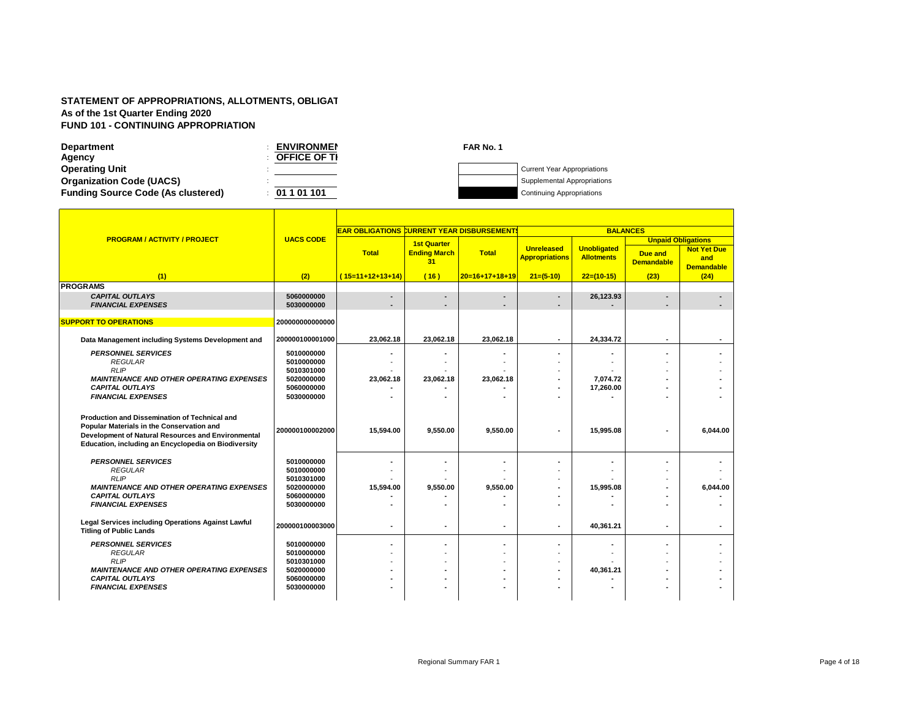**STATEMENT OF APPROPRIATIONS, ALLOTMENTS, OBLIGAT**
**As of the 1st Quarter Ending 2020**
**FUND 101 - CONTINUING APPROPRIATION**

**Department** : **ENVIRONMEN**
**Agency** : **OFFICE OF TI**
**Operating Unit** :
**Organization Code (UACS)** :
**Funding Source Code (As clustered)** : **01 1 01 101**

**FAR No. 1**

Current Year Appropriations
Supplemental Appropriations
Continuing Appropriations

| PROGRAM / ACTIVITY / PROJECT | UACS CODE | EAR OBLIGATIONS | CURRENT YEAR DISBURSEMENTS | | BALANCES | | | |
|---|---|---|---|---|---|---|---|---|
| | | | | | | | Unpaid Obligations | |
| | | Total | 1st Quarter Ending March 31 | Total | Unreleased Appropriations | Unobligated Allotments | Due and Demandable | Not Yet Due and Demandable |
| (1) | (2) | ( 15=11+12+13+14) | ( 16 ) | 20=16+17+18+19 | 21=(5-10) | 22=(10-15) | (23) | (24) |
| **PROGRAMS** | | | | | | | | |
| *CAPITAL OUTLAYS* | 5060000000 | - | - | - | - | 26,123.93 | - | - |
| *FINANCIAL EXPENSES* | 5030000000 | - | - | - | - | - | - | - |
| **SUPPORT TO OPERATIONS** | 200000000000000 | | | | | | | |
| **Data Management including Systems Development and** | 200000100001000 | 23,062.18 | 23,062.18 | 23,062.18 | - | 24,334.72 | - | - |
| *PERSONNEL SERVICES* | 5010000000 | - | - | - | - | - | - | - |
| *REGULAR* | 5010000000 | - | - | - | - | - | - | - |
| *RLIP* | 5010301000 | - | - | - | - | - | - | - |
| *MAINTENANCE AND OTHER OPERATING EXPENSES* | 5020000000 | 23,062.18 | 23,062.18 | 23,062.18 | - | 7,074.72 | - | - |
| *CAPITAL OUTLAYS* | 5060000000 | - | - | - | - | 17,260.00 | - | - |
| *FINANCIAL EXPENSES* | 5030000000 | - | - | - | - | - | - | - |
| **Production and Dissemination of Technical and Popular Materials in the Conservation and Development of Natural Resources and Environmental Education, including an Encyclopedia on Biodiversity** | 200000100002000 | 15,594.00 | 9,550.00 | 9,550.00 | - | 15,995.08 | - | 6,044.00 |
| *PERSONNEL SERVICES* | 5010000000 | - | - | - | - | - | - | - |
| *REGULAR* | 5010000000 | - | - | - | - | - | - | - |
| *RLIP* | 5010301000 | - | - | - | - | - | - | - |
| *MAINTENANCE AND OTHER OPERATING EXPENSES* | 5020000000 | 15,594.00 | 9,550.00 | 9,550.00 | - | 15,995.08 | - | 6,044.00 |
| *CAPITAL OUTLAYS* | 5060000000 | - | - | - | - | - | - | - |
| *FINANCIAL EXPENSES* | 5030000000 | - | - | - | - | - | - | - |
| **Legal Services including Operations Against Lawful Titling of Public Lands** | 200000100003000 | - | - | - | - | 40,361.21 | - | - |
| *PERSONNEL SERVICES* | 5010000000 | - | - | - | - | - | - | - |
| *REGULAR* | 5010000000 | - | - | - | - | - | - | - |
| *RLIP* | 5010301000 | - | - | - | - | - | - | - |
| *MAINTENANCE AND OTHER OPERATING EXPENSES* | 5020000000 | - | - | - | - | 40,361.21 | - | - |
| *CAPITAL OUTLAYS* | 5060000000 | - | - | - | - | - | - | - |
| *FINANCIAL EXPENSES* | 5030000000 | - | - | - | - | - | - | - |

Regional Summary FAR 1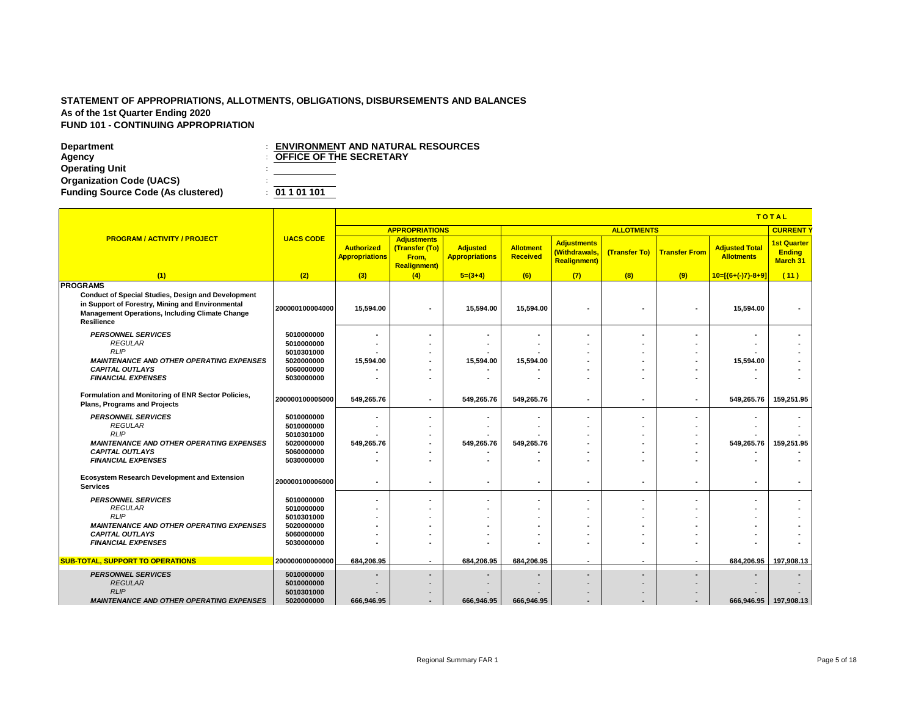**STATEMENT OF APPROPRIATIONS, ALLOTMENTS, OBLIGATIONS, DISBURSEMENTS AND BALANCES**
**As of the 1st Quarter Ending 2020**
**FUND 101 - CONTINUING APPROPRIATION**

**Department** : **ENVIRONMENT AND NATURAL RESOURCES**
**Agency** : **OFFICE OF THE SECRETARY**
**Operating Unit** :
**Organization Code (UACS)** :
**Funding Source Code (As clustered)** : **01 1 01 101**

| PROGRAM / ACTIVITY / PROJECT | UACS CODE | TOTAL | | | | | | | | CURRENT Y |
|---|---|---|---|---|---|---|---|---|---|---|
| | | APPROPRIATIONS | | | ALLOTMENTS | | | | | |
| | | Authorized Appropriations | Adjustments (Transfer (To) From, Realignment) | Adjusted Appropriations | Allotment Received | Adjustments (Withdrawals, Realignment) | (Transfer To) | Transfer From | Adjusted Total Allotments | 1st Quarter Ending March 31 |
| (1) | (2) | (3) | (4) | 5=(3+4) | (6) | (7) | (8) | (9) | 10=[{6+(-)7}-8+9] | (11) |
| **PROGRAMS** | | | | | | | | | | |
| **Conduct of Special Studies, Design and Development in Support of Forestry, Mining and Environmental Management Operations, Including Climate Change Resilience** | 200000100004000 | 15,594.00 | - | 15,594.00 | 15,594.00 | - | - | - | 15,594.00 | - |
| ***PERSONNEL SERVICES*** | 5010000000 | - | - | - | - | - | - | - | - | - |
| *REGULAR* | 5010000000 | - | - | - | - | - | - | - | - | - |
| *RLIP* | 5010301000 | - | - | - | - | - | - | - | - | - |
| ***MAINTENANCE AND OTHER OPERATING EXPENSES*** | 5020000000 | 15,594.00 | - | 15,594.00 | 15,594.00 | - | - | - | 15,594.00 | - |
| ***CAPITAL OUTLAYS*** | 5060000000 | - | - | - | - | - | - | - | - | - |
| ***FINANCIAL EXPENSES*** | 5030000000 | - | - | - | - | - | - | - | - | - |
| **Formulation and Monitoring of ENR Sector Policies, Plans, Programs and Projects** | 200000100005000 | 549,265.76 | - | 549,265.76 | 549,265.76 | - | - | - | 549,265.76 | 159,251.95 |
| ***PERSONNEL SERVICES*** | 5010000000 | - | - | - | - | - | - | - | - | - |
| *REGULAR* | 5010000000 | - | - | - | - | - | - | - | - | - |
| *RLIP* | 5010301000 | - | - | - | - | - | - | - | - | - |
| ***MAINTENANCE AND OTHER OPERATING EXPENSES*** | 5020000000 | 549,265.76 | - | 549,265.76 | 549,265.76 | - | - | - | 549,265.76 | 159,251.95 |
| ***CAPITAL OUTLAYS*** | 5060000000 | - | - | - | - | - | - | - | - | - |
| ***FINANCIAL EXPENSES*** | 5030000000 | - | - | - | - | - | - | - | - | - |
| **Ecosystem Research Development and Extension Services** | 200000100006000 | - | - | - | - | - | - | - | - | - |
| ***PERSONNEL SERVICES*** | 5010000000 | - | - | - | - | - | - | - | - | - |
| *REGULAR* | 5010000000 | - | - | - | - | - | - | - | - | - |
| *RLIP* | 5010301000 | - | - | - | - | - | - | - | - | - |
| ***MAINTENANCE AND OTHER OPERATING EXPENSES*** | 5020000000 | - | - | - | - | - | - | - | - | - |
| ***CAPITAL OUTLAYS*** | 5060000000 | - | - | - | - | - | - | - | - | - |
| ***FINANCIAL EXPENSES*** | 5030000000 | - | - | - | - | - | - | - | - | - |
| **SUB-TOTAL, SUPPORT TO OPERATIONS** | 200000000000000 | 684,206.95 | - | 684,206.95 | 684,206.95 | - | - | - | 684,206.95 | 197,908.13 |
| ***PERSONNEL SERVICES*** | 5010000000 | - | - | - | - | - | - | - | - | - |
| *REGULAR* | 5010000000 | - | - | - | - | - | - | - | - | - |
| *RLIP* | 5010301000 | - | - | - | - | - | - | - | - | - |
| ***MAINTENANCE AND OTHER OPERATING EXPENSES*** | 5020000000 | 666,946.95 | - | 666,946.95 | 666,946.95 | - | - | - | 666,946.95 | 197,908.13 |

Regional Summary FAR 1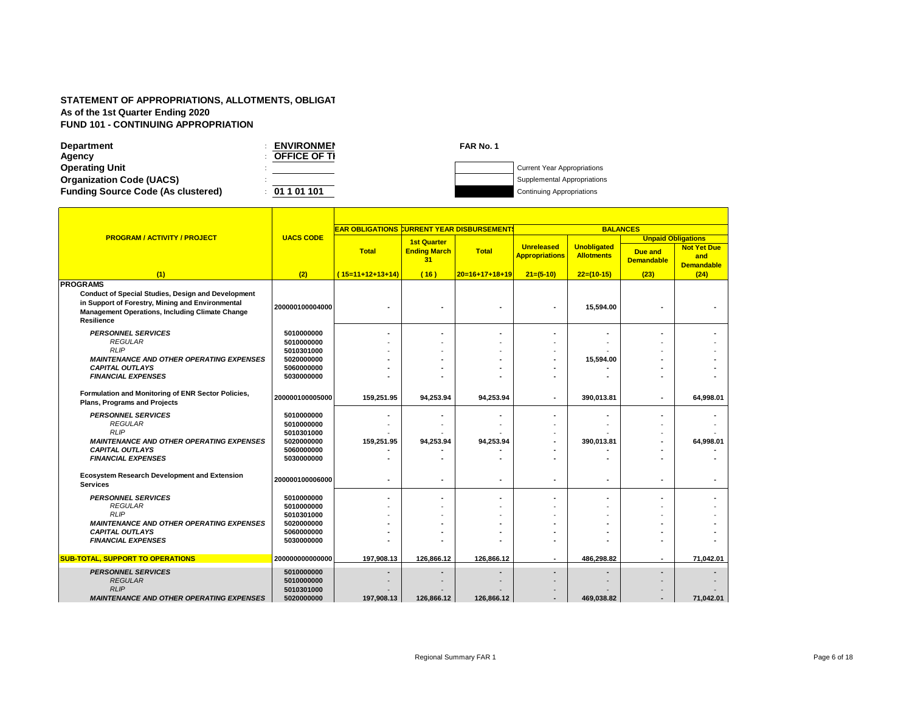**STATEMENT OF APPROPRIATIONS, ALLOTMENTS, OBLIGAT**
**As of the 1st Quarter Ending 2020**
**FUND 101 - CONTINUING APPROPRIATION**

**Department** : **ENVIRONMEN**
**Agency** : **OFFICE OF TI**
**Operating Unit** :
**Organization Code (UACS)** :
**Funding Source Code (As clustered)** : **01 1 01 101**

**FAR No. 1**

- Current Year Appropriations
- Supplemental Appropriations
- Continuing Appropriations

| PROGRAM / ACTIVITY / PROJECT | UACS CODE | EAR OBLIGATIONS | CURRENT YEAR DISBURSEMENTS | | BALANCES | | | |
|---|---|---|---|---|---|---|---|---|
| | | | | | | | Unpaid Obligations | |
| | | Total | 1st Quarter Ending March 31 | Total | Unreleased Appropriations | Unobligated Allotments | Due and Demandable | Not Yet Due and Demandable |
| (1) | (2) | (15=11+12+13+14) | (16) | 20=16+17+18+19 | 21=(5-10) | 22=(10-15) | (23) | (24) |
| **PROGRAMS** | | | | | | | | |
| **Conduct of Special Studies, Design and Development in Support of Forestry, Mining and Environmental Management Operations, Including Climate Change Resilience** | 200000100004000 | - | - | - | - | 15,594.00 | - | - |
| *PERSONNEL SERVICES* | 5010000000 | - | - | - | - | - | - | - |
| *REGULAR* | 5010000000 | - | - | - | - | - | - | - |
| *RLIP* | 5010301000 | - | - | - | - | - | - | - |
| *MAINTENANCE AND OTHER OPERATING EXPENSES* | 5020000000 | - | - | - | - | 15,594.00 | - | - |
| *CAPITAL OUTLAYS* | 5060000000 | - | - | - | - | - | - | - |
| *FINANCIAL EXPENSES* | 5030000000 | - | - | - | - | - | - | - |
| **Formulation and Monitoring of ENR Sector Policies, Plans, Programs and Projects** | 200000100005000 | 159,251.95 | 94,253.94 | 94,253.94 | - | 390,013.81 | - | 64,998.01 |
| *PERSONNEL SERVICES* | 5010000000 | - | - | - | - | - | - | - |
| *REGULAR* | 5010000000 | - | - | - | - | - | - | - |
| *RLIP* | 5010301000 | - | - | - | - | - | - | - |
| *MAINTENANCE AND OTHER OPERATING EXPENSES* | 5020000000 | 159,251.95 | 94,253.94 | 94,253.94 | - | 390,013.81 | - | 64,998.01 |
| *CAPITAL OUTLAYS* | 5060000000 | - | - | - | - | - | - | - |
| *FINANCIAL EXPENSES* | 5030000000 | - | - | - | - | - | - | - |
| **Ecosystem Research Development and Extension Services** | 200000100006000 | - | - | - | - | - | - | - |
| *PERSONNEL SERVICES* | 5010000000 | - | - | - | - | - | - | - |
| *REGULAR* | 5010000000 | - | - | - | - | - | - | - |
| *RLIP* | 5010301000 | - | - | - | - | - | - | - |
| *MAINTENANCE AND OTHER OPERATING EXPENSES* | 5020000000 | - | - | - | - | - | - | - |
| *CAPITAL OUTLAYS* | 5060000000 | - | - | - | - | - | - | - |
| *FINANCIAL EXPENSES* | 5030000000 | - | - | - | - | - | - | - |
| **SUB-TOTAL, SUPPORT TO OPERATIONS** | 200000000000000 | 197,908.13 | 126,866.12 | 126,866.12 | - | 486,298.82 | - | 71,042.01 |
| *PERSONNEL SERVICES* | 5010000000 | - | - | - | - | - | - | - |
| *REGULAR* | 5010000000 | - | - | - | - | - | - | - |
| *RLIP* | 5010301000 | - | - | - | - | - | - | - |
| *MAINTENANCE AND OTHER OPERATING EXPENSES* | 5020000000 | 197,908.13 | 126,866.12 | 126,866.12 | - | 469,038.82 | - | 71,042.01 |

Regional Summary FAR 1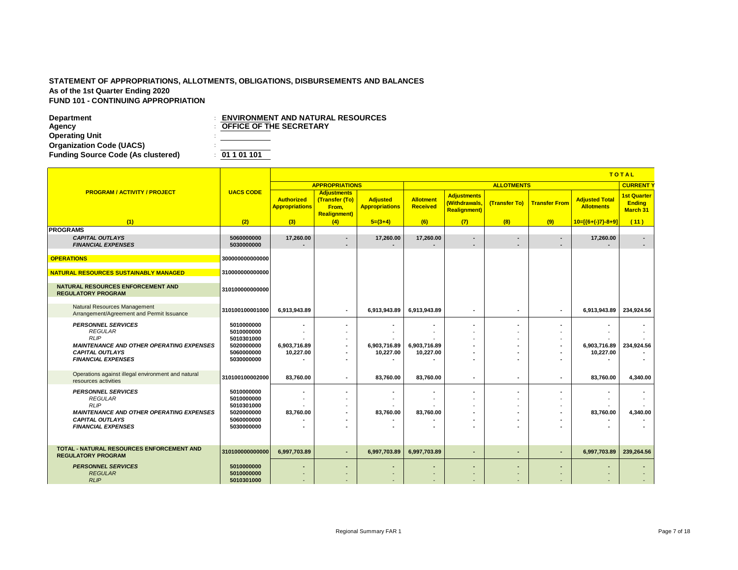**STATEMENT OF APPROPRIATIONS, ALLOTMENTS, OBLIGATIONS, DISBURSEMENTS AND BALANCES**
**As of the 1st Quarter Ending 2020**
**FUND 101 - CONTINUING APPROPRIATION**

**Department** : **ENVIRONMENT AND NATURAL RESOURCES**
**Agency** : **OFFICE OF THE SECRETARY**
**Operating Unit** :
**Organization Code (UACS)** :
**Funding Source Code (As clustered)** : **01 1 01 101**

| PROGRAM / ACTIVITY / PROJECT | UACS CODE | APPROPRIATIONS | | | ALLOTMENTS | | | | | TOTAL CURRENT Y |
|---|---|---|---|---|---|---|---|---|---|---|
| | | Authorized Appropriations | Adjustments (Transfer (To) From, Realignment) | Adjusted Appropriations | Allotment Received | Adjustments (Withdrawals, Realignment) | (Transfer To) | Transfer From | Adjusted Total Allotments | 1st Quarter Ending March 31 |
| (1) | (2) | (3) | (4) | 5=(3+4) | (6) | (7) | (8) | (9) | 10=[{6+(-)7}-8+9] | (11) |
| **PROGRAMS** | | | | | | | | | | |
| ***CAPITAL OUTLAYS*** | 5060000000 | 17,260.00 | - | 17,260.00 | 17,260.00 | - | - | - | 17,260.00 | - |
| ***FINANCIAL EXPENSES*** | 5030000000 | - | - | - | - | - | - | - | - | - |
| **OPERATIONS** | 300000000000000 | | | | | | | | | |
| **NATURAL RESOURCES SUSTAINABLY MANAGED** | 310000000000000 | | | | | | | | | |
| **NATURAL RESOURCES ENFORCEMENT AND REGULATORY PROGRAM** | 310100000000000 | | | | | | | | | |
| Natural Resources Management Arrangement/Agreement and Permit Issuance | 310100100001000 | 6,913,943.89 | - | 6,913,943.89 | 6,913,943.89 | - | - | - | 6,913,943.89 | 234,924.56 |
| ***PERSONNEL SERVICES*** | 5010000000 | - | - | - | - | - | - | - | - | - |
| *REGULAR* | 5010000000 | - | - | - | - | - | - | - | - | - |
| *RLIP* | 5010301000 | - | - | - | - | - | - | - | - | - |
| ***MAINTENANCE AND OTHER OPERATING EXPENSES*** | 5020000000 | 6,903,716.89 | - | 6,903,716.89 | 6,903,716.89 | - | - | - | 6,903,716.89 | 234,924.56 |
| ***CAPITAL OUTLAYS*** | 5060000000 | 10,227.00 | - | 10,227.00 | 10,227.00 | - | - | - | 10,227.00 | - |
| ***FINANCIAL EXPENSES*** | 5030000000 | - | - | - | - | - | - | - | - | - |
| Operations against illegal environment and natural resources activities | 310100100002000 | 83,760.00 | - | 83,760.00 | 83,760.00 | - | - | - | 83,760.00 | 4,340.00 |
| ***PERSONNEL SERVICES*** | 5010000000 | - | - | - | - | - | - | - | - | - |
| *REGULAR* | 5010000000 | - | - | - | - | - | - | - | - | - |
| *RLIP* | 5010301000 | - | - | - | - | - | - | - | - | - |
| ***MAINTENANCE AND OTHER OPERATING EXPENSES*** | 5020000000 | 83,760.00 | - | 83,760.00 | 83,760.00 | - | - | - | 83,760.00 | 4,340.00 |
| ***CAPITAL OUTLAYS*** | 5060000000 | - | - | - | - | - | - | - | - | - |
| ***FINANCIAL EXPENSES*** | 5030000000 | - | - | - | - | - | - | - | - | - |
| **TOTAL - NATURAL RESOURCES ENFORCEMENT AND REGULATORY PROGRAM** | 310100000000000 | 6,997,703.89 | - | 6,997,703.89 | 6,997,703.89 | - | - | - | 6,997,703.89 | 239,264.56 |
| ***PERSONNEL SERVICES*** | 5010000000 | - | - | - | - | - | - | - | - | - |
| *REGULAR* | 5010000000 | - | - | - | - | - | - | - | - | - |
| *RLIP* | 5010301000 | - | - | - | - | - | - | - | - | - |

Regional Summary FAR 1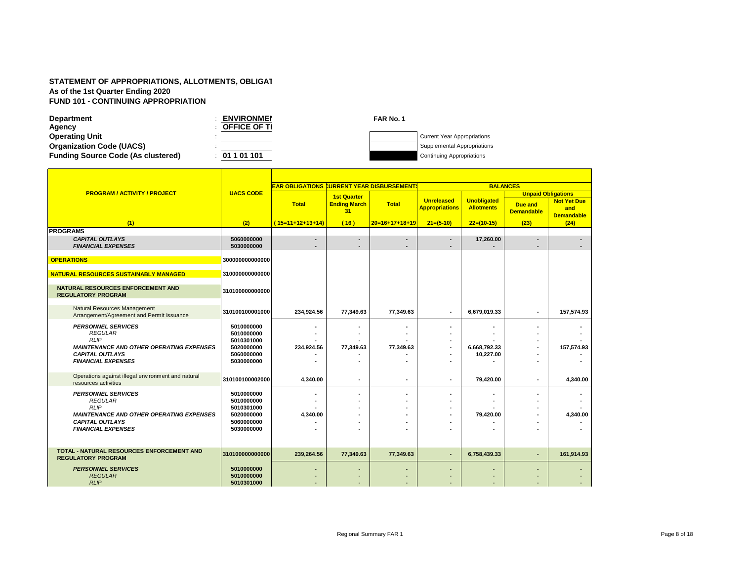**STATEMENT OF APPROPRIATIONS, ALLOTMENTS, OBLIGAT**
**As of the 1st Quarter Ending 2020**
**FUND 101 - CONTINUING APPROPRIATION**

| | | |
|---|---|---|
| **Department** | : | **ENVIRONMEN** |
| **Agency** | : | **OFFICE OF TI** |
| **Operating Unit** | : | |
| **Organization Code (UACS)** | : | |
| **Funding Source Code (As clustered)** | : | **01 1 01 101** |

**FAR No. 1**

- Current Year Appropriations
- Supplemental Appropriations
- Continuing Appropriations

| PROGRAM / ACTIVITY / PROJECT | UACS CODE | EAR OBLIGATIONS | CURRENT YEAR DISBURSEMENTS | | BALANCES | | | |
|---|---|---|---|---|---|---|---|---|
| | | | | | | | Unpaid Obligations | |
| | | Total | 1st Quarter Ending March 31 | Total | Unreleased Appropriations | Unobligated Allotments | Due and Demandable | Not Yet Due and Demandable |
| (1) | (2) | ( 15=11+12+13+14) | ( 16 ) | 20=16+17+18+19 | 21=(5-10) | 22=(10-15) | (23) | (24) |
| **PROGRAMS** | | | | | | | | |
| ***CAPITAL OUTLAYS*** | 5060000000 | - | - | - | - | 17,260.00 | - | - |
| ***FINANCIAL EXPENSES*** | 5030000000 | - | - | - | - | - | - | - |
| **OPERATIONS** | 300000000000000 | | | | | | | |
| **NATURAL RESOURCES SUSTAINABLY MANAGED** | 310000000000000 | | | | | | | |
| **NATURAL RESOURCES ENFORCEMENT AND REGULATORY PROGRAM** | 310100000000000 | | | | | | | |
| Natural Resources Management Arrangement/Agreement and Permit Issuance | 310100100001000 | 234,924.56 | 77,349.63 | 77,349.63 | - | 6,679,019.33 | - | 157,574.93 |
| ***PERSONNEL SERVICES*** | 5010000000 | - | - | - | - | - | - | - |
| *REGULAR* | 5010000000 | - | - | - | - | - | - | - |
| *RLIP* | 5010301000 | - | - | - | - | - | - | - |
| ***MAINTENANCE AND OTHER OPERATING EXPENSES*** | 5020000000 | 234,924.56 | 77,349.63 | 77,349.63 | - | 6,668,792.33 | - | 157,574.93 |
| ***CAPITAL OUTLAYS*** | 5060000000 | - | - | - | - | 10,227.00 | - | - |
| ***FINANCIAL EXPENSES*** | 5030000000 | - | - | - | - | - | - | - |
| Operations against illegal environment and natural resources activities | 310100100002000 | 4,340.00 | - | - | - | 79,420.00 | - | 4,340.00 |
| ***PERSONNEL SERVICES*** | 5010000000 | - | - | - | - | - | - | - |
| *REGULAR* | 5010000000 | - | - | - | - | - | - | - |
| *RLIP* | 5010301000 | - | - | - | - | - | - | - |
| ***MAINTENANCE AND OTHER OPERATING EXPENSES*** | 5020000000 | 4,340.00 | - | - | - | 79,420.00 | - | 4,340.00 |
| ***CAPITAL OUTLAYS*** | 5060000000 | - | - | - | - | - | - | - |
| ***FINANCIAL EXPENSES*** | 5030000000 | - | - | - | - | - | - | - |
| **TOTAL - NATURAL RESOURCES ENFORCEMENT AND REGULATORY PROGRAM** | 310100000000000 | 239,264.56 | 77,349.63 | 77,349.63 | - | 6,758,439.33 | - | 161,914.93 |
| ***PERSONNEL SERVICES*** | 5010000000 | - | - | - | - | - | - | - |
| *REGULAR* | 5010000000 | - | - | - | - | - | - | - |
| *RLIP* | 5010301000 | - | - | - | - | - | - | - |

Regional Summary FAR 1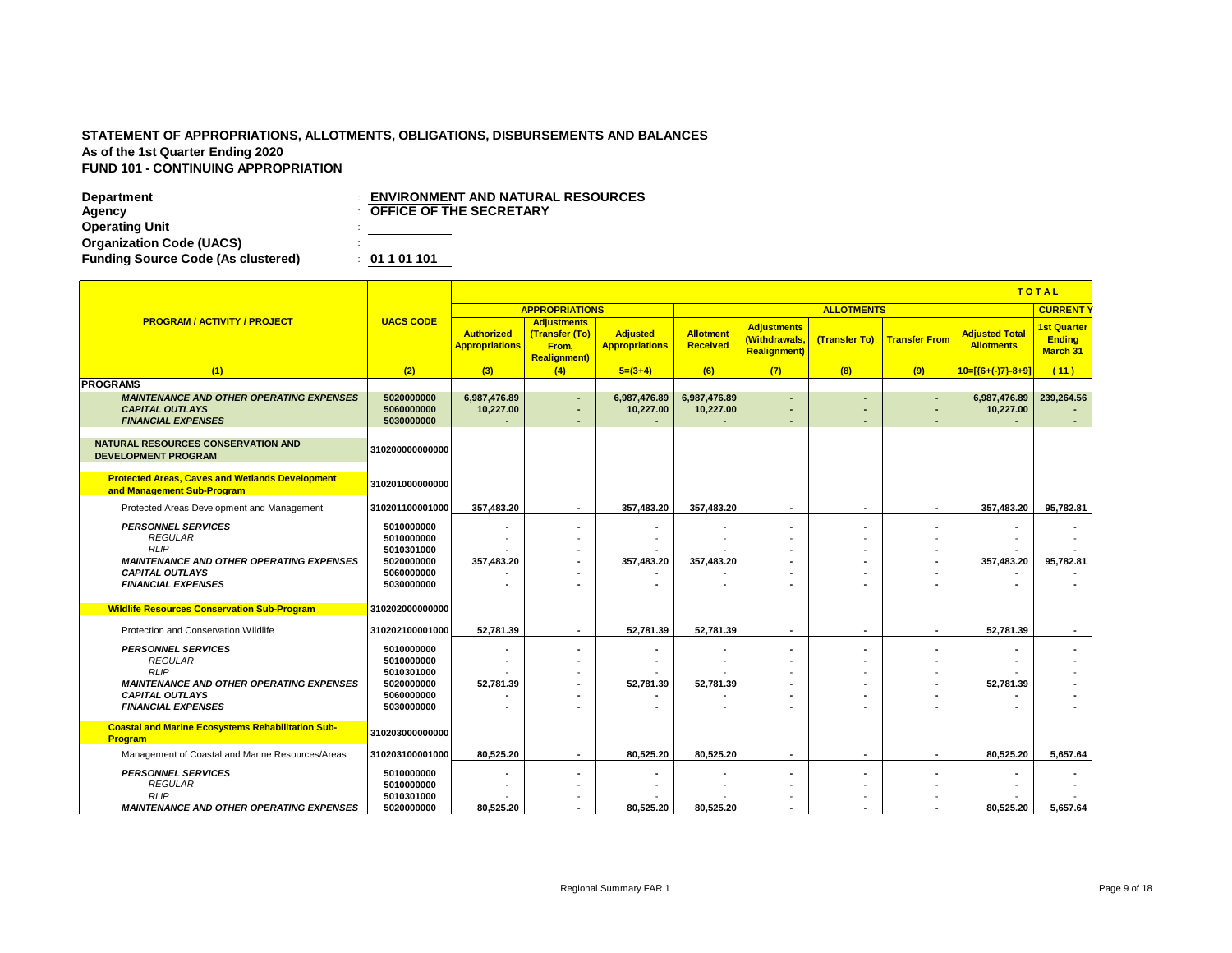**STATEMENT OF APPROPRIATIONS, ALLOTMENTS, OBLIGATIONS, DISBURSEMENTS AND BALANCES**
**As of the 1st Quarter Ending 2020**
**FUND 101 - CONTINUING APPROPRIATION**

**Department** : **ENVIRONMENT AND NATURAL RESOURCES**
**Agency** : **OFFICE OF THE SECRETARY**
**Operating Unit** :
**Organization Code (UACS)** :
**Funding Source Code (As clustered)** : **01 1 01 101**

| PROGRAM / ACTIVITY / PROJECT | UACS CODE | TOTAL | | | | | | | | | |
|---|---|---|---|---|---|---|---|---|---|---|---|
| | | APPROPRIATIONS | | | ALLOTMENTS | | | | | | CURRENT Y |
| | | Authorized Appropriations | Adjustments (Transfer (To) From, Realignment) | Adjusted Appropriations | Allotment Received | Adjustments (Withdrawals, Realignment) | (Transfer To) | Transfer From | Adjusted Total Allotments | | 1st Quarter Ending March 31 |
| (1) | (2) | (3) | (4) | 5=(3+4) | (6) | (7) | (8) | (9) | 10=[{6+(-)7}-8+9] | | (11) |
| **PROGRAMS** | | | | | | | | | | | |
| ***MAINTENANCE AND OTHER OPERATING EXPENSES*** | 5020000000 | 6,987,476.89 | - | 6,987,476.89 | 6,987,476.89 | - | - | - | 6,987,476.89 | | 239,264.56 |
| ***CAPITAL OUTLAYS*** | 5060000000 | 10,227.00 | - | 10,227.00 | 10,227.00 | - | - | - | 10,227.00 | | - |
| ***FINANCIAL EXPENSES*** | 5030000000 | - | - | - | - | - | - | - | - | | - |
| **NATURAL RESOURCES CONSERVATION AND DEVELOPMENT PROGRAM** | 310200000000000 | | | | | | | | | | |
| **Protected Areas, Caves and Wetlands Development and Management Sub-Program** | 310201000000000 | | | | | | | | | | |
| Protected Areas Development and Management | 310201100001000 | 357,483.20 | - | 357,483.20 | 357,483.20 | - | - | - | 357,483.20 | | 95,782.81 |
| ***PERSONNEL SERVICES*** | 5010000000 | - | - | - | - | - | - | - | - | | - |
| *REGULAR* | 5010000000 | - | - | - | - | - | - | - | - | | - |
| *RLIP* | 5010301000 | - | - | - | - | - | - | - | - | | - |
| ***MAINTENANCE AND OTHER OPERATING EXPENSES*** | 5020000000 | 357,483.20 | - | 357,483.20 | 357,483.20 | - | - | - | 357,483.20 | | 95,782.81 |
| ***CAPITAL OUTLAYS*** | 5060000000 | - | - | - | - | - | - | - | - | | - |
| ***FINANCIAL EXPENSES*** | 5030000000 | - | - | - | - | - | - | - | - | | - |
| **Wildlife Resources Conservation Sub-Program** | 310202000000000 | | | | | | | | | | |
| Protection and Conservation Wildlife | 310202100001000 | 52,781.39 | - | 52,781.39 | 52,781.39 | - | - | - | 52,781.39 | | - |
| ***PERSONNEL SERVICES*** | 5010000000 | - | - | - | - | - | - | - | - | | - |
| *REGULAR* | 5010000000 | - | - | - | - | - | - | - | - | | - |
| *RLIP* | 5010301000 | - | - | - | - | - | - | - | - | | - |
| ***MAINTENANCE AND OTHER OPERATING EXPENSES*** | 5020000000 | 52,781.39 | - | 52,781.39 | 52,781.39 | - | - | - | 52,781.39 | | - |
| ***CAPITAL OUTLAYS*** | 5060000000 | - | - | - | - | - | - | - | - | | - |
| ***FINANCIAL EXPENSES*** | 5030000000 | - | - | - | - | - | - | - | - | | - |
| **Coastal and Marine Ecosystems Rehabilitation Sub-Program** | 310203000000000 | | | | | | | | | | |
| Management of Coastal and Marine Resources/Areas | 310203100001000 | 80,525.20 | - | 80,525.20 | 80,525.20 | - | - | - | 80,525.20 | | 5,657.64 |
| ***PERSONNEL SERVICES*** | 5010000000 | - | - | - | - | - | - | - | - | | - |
| *REGULAR* | 5010000000 | - | - | - | - | - | - | - | - | | - |
| *RLIP* | 5010301000 | - | - | - | - | - | - | - | - | | - |
| ***MAINTENANCE AND OTHER OPERATING EXPENSES*** | 5020000000 | 80,525.20 | - | 80,525.20 | 80,525.20 | - | - | - | 80,525.20 | | 5,657.64 |

Regional Summary FAR 1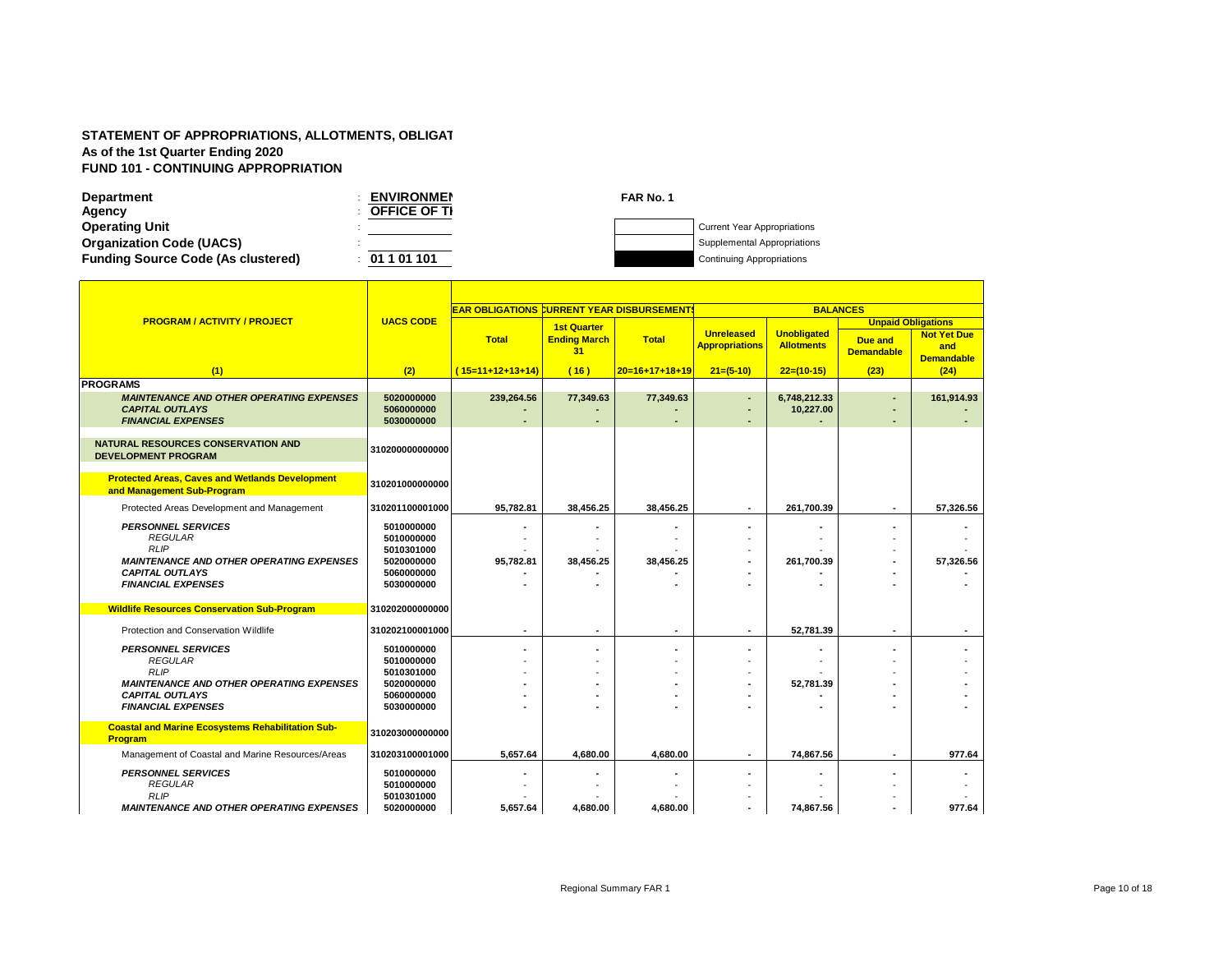**STATEMENT OF APPROPRIATIONS, ALLOTMENTS, OBLIGAT**
**As of the 1st Quarter Ending 2020**
**FUND 101 - CONTINUING APPROPRIATION**

| | | |
|---|---|---|
| **Department** | : | **ENVIRONMEN** |
| **Agency** | : | **OFFICE OF TI** |
| **Operating Unit** | : | |
| **Organization Code (UACS)** | : | |
| **Funding Source Code (As clustered)** | : | **01 1 01 101** |

**FAR No. 1**

- Current Year Appropriations
- Supplemental Appropriations
- Continuing Appropriations

| PROGRAM / ACTIVITY / PROJECT | UACS CODE | EAR OBLIGATIONS | CURRENT YEAR DISBURSEMENTS | | BALANCES | | | |
|---|---|---|---|---|---|---|---|---|
| | | | | | | | Unpaid Obligations | |
| | | Total | 1st Quarter Ending March 31 | Total | Unreleased Appropriations | Unobligated Allotments | Due and Demandable | Not Yet Due and Demandable |
| (1) | (2) | (15=11+12+13+14) | (16) | 20=16+17+18+19 | 21=(5-10) | 22=(10-15) | (23) | (24) |
| **PROGRAMS** | | | | | | | | |
| *MAINTENANCE AND OTHER OPERATING EXPENSES* | 5020000000 | 239,264.56 | 77,349.63 | 77,349.63 | - | 6,748,212.33 | - | 161,914.93 |
| *CAPITAL OUTLAYS* | 5060000000 | - | - | - | - | 10,227.00 | - | - |
| *FINANCIAL EXPENSES* | 5030000000 | - | - | - | - | - | - | - |
| **NATURAL RESOURCES CONSERVATION AND DEVELOPMENT PROGRAM** | 310200000000000 | | | | | | | |
| **Protected Areas, Caves and Wetlands Development and Management Sub-Program** | 310201000000000 | | | | | | | |
| Protected Areas Development and Management | 310201100001000 | 95,782.81 | 38,456.25 | 38,456.25 | - | 261,700.39 | - | 57,326.56 |
| *PERSONNEL SERVICES* | 5010000000 | - | - | - | - | - | - | - |
| *REGULAR* | 5010000000 | - | - | - | - | - | - | - |
| *RLIP* | 5010301000 | - | - | - | - | - | - | - |
| *MAINTENANCE AND OTHER OPERATING EXPENSES* | 5020000000 | 95,782.81 | 38,456.25 | 38,456.25 | - | 261,700.39 | - | 57,326.56 |
| *CAPITAL OUTLAYS* | 5060000000 | - | - | - | - | - | - | - |
| *FINANCIAL EXPENSES* | 5030000000 | - | - | - | - | - | - | - |
| **Wildlife Resources Conservation Sub-Program** | 310202000000000 | | | | | | | |
| Protection and Conservation Wildlife | 310202100001000 | - | - | - | - | 52,781.39 | - | - |
| *PERSONNEL SERVICES* | 5010000000 | - | - | - | - | - | - | - |
| *REGULAR* | 5010000000 | - | - | - | - | - | - | - |
| *RLIP* | 5010301000 | - | - | - | - | - | - | - |
| *MAINTENANCE AND OTHER OPERATING EXPENSES* | 5020000000 | - | - | - | - | 52,781.39 | - | - |
| *CAPITAL OUTLAYS* | 5060000000 | - | - | - | - | - | - | - |
| *FINANCIAL EXPENSES* | 5030000000 | - | - | - | - | - | - | - |
| **Coastal and Marine Ecosystems Rehabilitation Sub-Program** | 310203000000000 | | | | | | | |
| Management of Coastal and Marine Resources/Areas | 310203100001000 | 5,657.64 | 4,680.00 | 4,680.00 | - | 74,867.56 | - | 977.64 |
| *PERSONNEL SERVICES* | 5010000000 | - | - | - | - | - | - | - |
| *REGULAR* | 5010000000 | - | - | - | - | - | - | - |
| *RLIP* | 5010301000 | - | - | - | - | - | - | - |
| *MAINTENANCE AND OTHER OPERATING EXPENSES* | 5020000000 | 5,657.64 | 4,680.00 | 4,680.00 | - | 74,867.56 | - | 977.64 |

Regional Summary FAR 1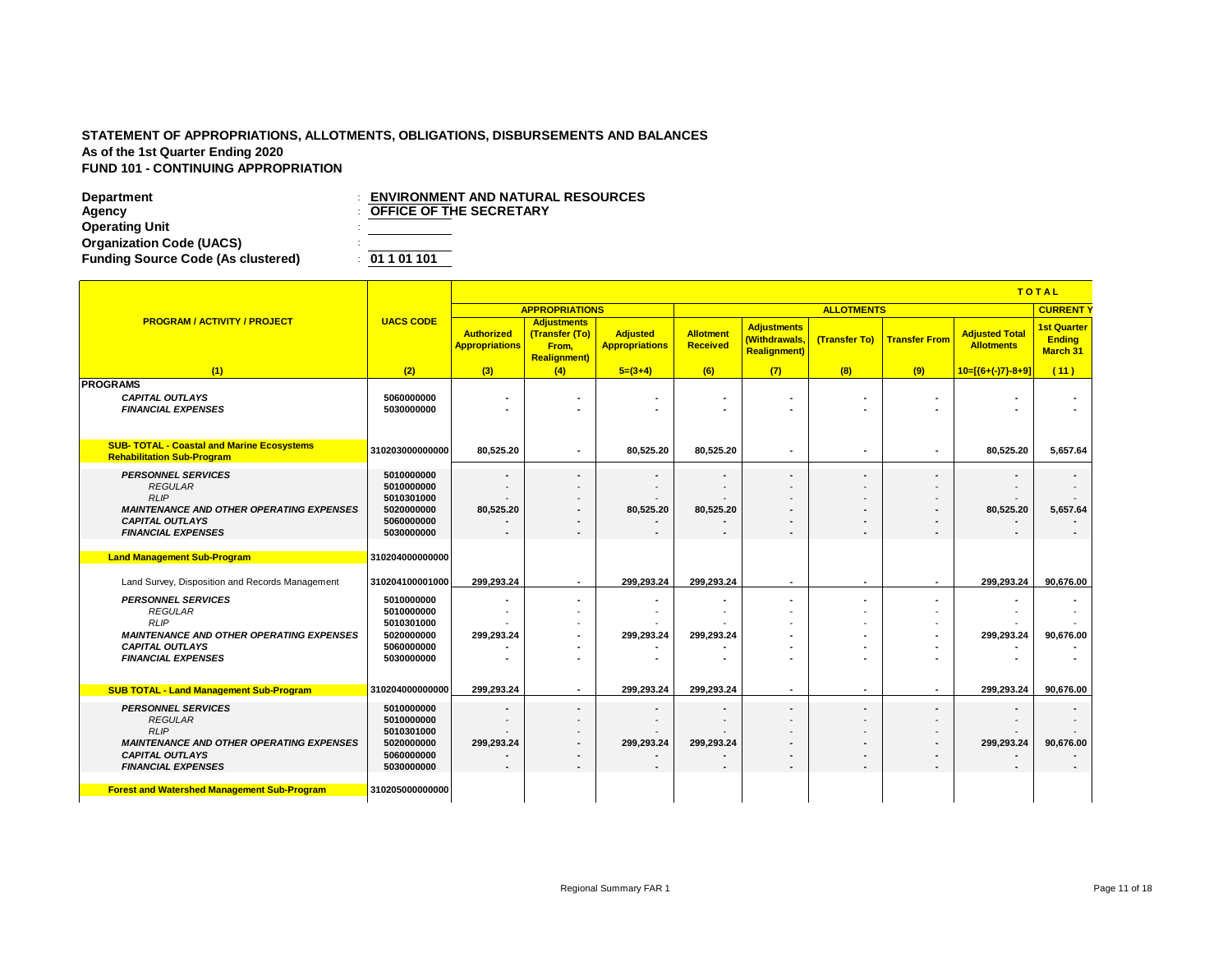**STATEMENT OF APPROPRIATIONS, ALLOTMENTS, OBLIGATIONS, DISBURSEMENTS AND BALANCES**
**As of the 1st Quarter Ending 2020**
**FUND 101 - CONTINUING APPROPRIATION**

**Department** : **ENVIRONMENT AND NATURAL RESOURCES**
**Agency** : **OFFICE OF THE SECRETARY**
**Operating Unit** :
**Organization Code (UACS)** :
**Funding Source Code (As clustered)** : **01 1 01 101**

| PROGRAM / ACTIVITY / PROJECT | UACS CODE | TOTAL | | | | | | | | |
|---|---|---|---|---|---|---|---|---|---|---|
| | | APPROPRIATIONS | | | ALLOTMENTS | | | | | CURRENT Y |
| | | Authorized Appropriations | Adjustments (Transfer (To) From, Realignment) | Adjusted Appropriations | Allotment Received | Adjustments (Withdrawals, Realignment) | (Transfer To) | Transfer From | Adjusted Total Allotments | 1st Quarter Ending March 31 |
| (1) | (2) | (3) | (4) | 5=(3+4) | (6) | (7) | (8) | (9) | 10=[{6+(-)7}-8+9] | (11) |
| **PROGRAMS** | | | | | | | | | | |
| *CAPITAL OUTLAYS* | 5060000000 | - | - | - | - | - | - | - | - | - |
| *FINANCIAL EXPENSES* | 5030000000 | - | - | - | - | - | - | - | - | - |
| **SUB- TOTAL - Coastal and Marine Ecosystems Rehabilitation Sub-Program** | 310203000000000 | 80,525.20 | - | 80,525.20 | 80,525.20 | - | - | - | 80,525.20 | 5,657.64 |
| *PERSONNEL SERVICES* | 5010000000 | - | - | - | - | - | - | - | - | - |
| *REGULAR* | 5010000000 | - | - | - | - | - | - | - | - | - |
| *RLIP* | 5010301000 | - | - | - | - | - | - | - | - | - |
| *MAINTENANCE AND OTHER OPERATING EXPENSES* | 5020000000 | 80,525.20 | - | 80,525.20 | 80,525.20 | - | - | - | 80,525.20 | 5,657.64 |
| *CAPITAL OUTLAYS* | 5060000000 | - | - | - | - | - | - | - | - | - |
| *FINANCIAL EXPENSES* | 5030000000 | - | - | - | - | - | - | - | - | - |
| **Land Management Sub-Program** | 310204000000000 | | | | | | | | | |
| Land Survey, Disposition and Records Management | 310204100001000 | 299,293.24 | - | 299,293.24 | 299,293.24 | - | - | - | 299,293.24 | 90,676.00 |
| *PERSONNEL SERVICES* | 5010000000 | - | - | - | - | - | - | - | - | - |
| *REGULAR* | 5010000000 | - | - | - | - | - | - | - | - | - |
| *RLIP* | 5010301000 | - | - | - | - | - | - | - | - | - |
| *MAINTENANCE AND OTHER OPERATING EXPENSES* | 5020000000 | 299,293.24 | - | 299,293.24 | 299,293.24 | - | - | - | 299,293.24 | 90,676.00 |
| *CAPITAL OUTLAYS* | 5060000000 | - | - | - | - | - | - | - | - | - |
| *FINANCIAL EXPENSES* | 5030000000 | - | - | - | - | - | - | - | - | - |
| **SUB TOTAL - Land Management Sub-Program** | 310204000000000 | 299,293.24 | - | 299,293.24 | 299,293.24 | - | - | - | 299,293.24 | 90,676.00 |
| *PERSONNEL SERVICES* | 5010000000 | - | - | - | - | - | - | - | - | - |
| *REGULAR* | 5010000000 | - | - | - | - | - | - | - | - | - |
| *RLIP* | 5010301000 | - | - | - | - | - | - | - | - | - |
| *MAINTENANCE AND OTHER OPERATING EXPENSES* | 5020000000 | 299,293.24 | - | 299,293.24 | 299,293.24 | - | - | - | 299,293.24 | 90,676.00 |
| *CAPITAL OUTLAYS* | 5060000000 | - | - | - | - | - | - | - | - | - |
| *FINANCIAL EXPENSES* | 5030000000 | - | - | - | - | - | - | - | - | - |
| **Forest and Watershed Management Sub-Program** | 310205000000000 | | | | | | | | | |

Regional Summary FAR 1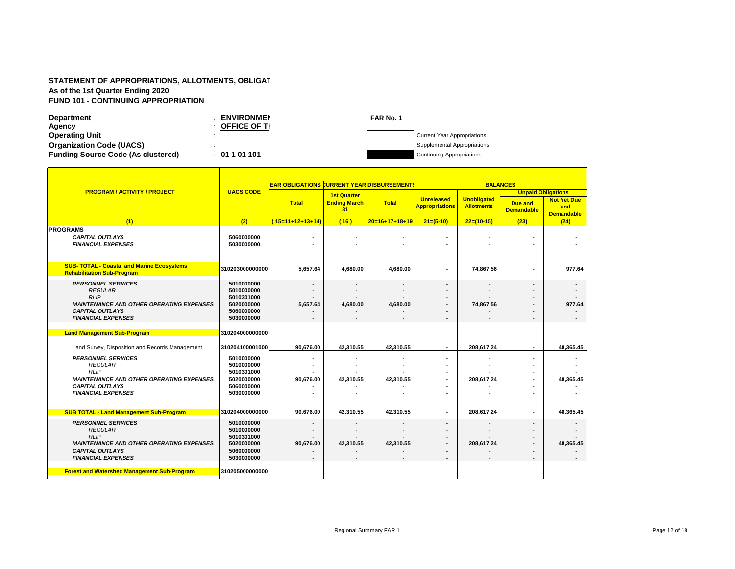**STATEMENT OF APPROPRIATIONS, ALLOTMENTS, OBLIGAT**
**As of the 1st Quarter Ending 2020**
**FUND 101 - CONTINUING APPROPRIATION**

**Department** : **ENVIRONMEN**
**Agency** : **OFFICE OF TI**
**Operating Unit** :
**Organization Code (UACS)** :
**Funding Source Code (As clustered)** : **01 1 01 101**

**FAR No. 1**

- Current Year Appropriations
- Supplemental Appropriations
- Continuing Appropriations

| PROGRAM / ACTIVITY / PROJECT | UACS CODE | EAR OBLIGATIONS | CURRENT YEAR DISBURSEMENTS | | BALANCES | | | |
|---|---|---|---|---|---|---|---|---|
| | | | | | | | Unpaid Obligations | |
| | | Total | 1st Quarter Ending March 31 | Total | Unreleased Appropriations | Unobligated Allotments | Due and Demandable | Not Yet Due and Demandable |
| (1) | (2) | (15=11+12+13+14) | (16) | 20=16+17+18+19 | 21=(5-10) | 22=(10-15) | (23) | (24) |
| **PROGRAMS** | | | | | | | | |
| *CAPITAL OUTLAYS* | 5060000000 | - | - | - | - | - | - | - |
| *FINANCIAL EXPENSES* | 5030000000 | - | - | - | - | - | - | - |
| **SUB- TOTAL - Coastal and Marine Ecosystems Rehabilitation Sub-Program** | 310203000000000 | 5,657.64 | 4,680.00 | 4,680.00 | - | 74,867.56 | - | 977.64 |
| *PERSONNEL SERVICES* | 5010000000 | - | - | - | - | - | - | - |
| *REGULAR* | 5010000000 | - | - | - | - | - | - | - |
| *RLIP* | 5010301000 | - | - | - | - | - | - | - |
| *MAINTENANCE AND OTHER OPERATING EXPENSES* | 5020000000 | 5,657.64 | 4,680.00 | 4,680.00 | - | 74,867.56 | - | 977.64 |
| *CAPITAL OUTLAYS* | 5060000000 | - | - | - | - | - | - | - |
| *FINANCIAL EXPENSES* | 5030000000 | - | - | - | - | - | - | - |
| **Land Management Sub-Program** | 310204000000000 | | | | | | | |
| Land Survey, Disposition and Records Management | 310204100001000 | 90,676.00 | 42,310.55 | 42,310.55 | - | 208,617.24 | - | 48,365.45 |
| *PERSONNEL SERVICES* | 5010000000 | - | - | - | - | - | - | - |
| *REGULAR* | 5010000000 | - | - | - | - | - | - | - |
| *RLIP* | 5010301000 | - | - | - | - | - | - | - |
| *MAINTENANCE AND OTHER OPERATING EXPENSES* | 5020000000 | 90,676.00 | 42,310.55 | 42,310.55 | - | 208,617.24 | - | 48,365.45 |
| *CAPITAL OUTLAYS* | 5060000000 | - | - | - | - | - | - | - |
| *FINANCIAL EXPENSES* | 5030000000 | - | - | - | - | - | - | - |
| **SUB TOTAL - Land Management Sub-Program** | 310204000000000 | 90,676.00 | 42,310.55 | 42,310.55 | - | 208,617.24 | - | 48,365.45 |
| *PERSONNEL SERVICES* | 5010000000 | - | - | - | - | - | - | - |
| *REGULAR* | 5010000000 | - | - | - | - | - | - | - |
| *RLIP* | 5010301000 | - | - | - | - | - | - | - |
| *MAINTENANCE AND OTHER OPERATING EXPENSES* | 5020000000 | 90,676.00 | 42,310.55 | 42,310.55 | - | 208,617.24 | - | 48,365.45 |
| *CAPITAL OUTLAYS* | 5060000000 | - | - | - | - | - | - | - |
| *FINANCIAL EXPENSES* | 5030000000 | - | - | - | - | - | - | - |
| **Forest and Watershed Management Sub-Program** | 310205000000000 | | | | | | | |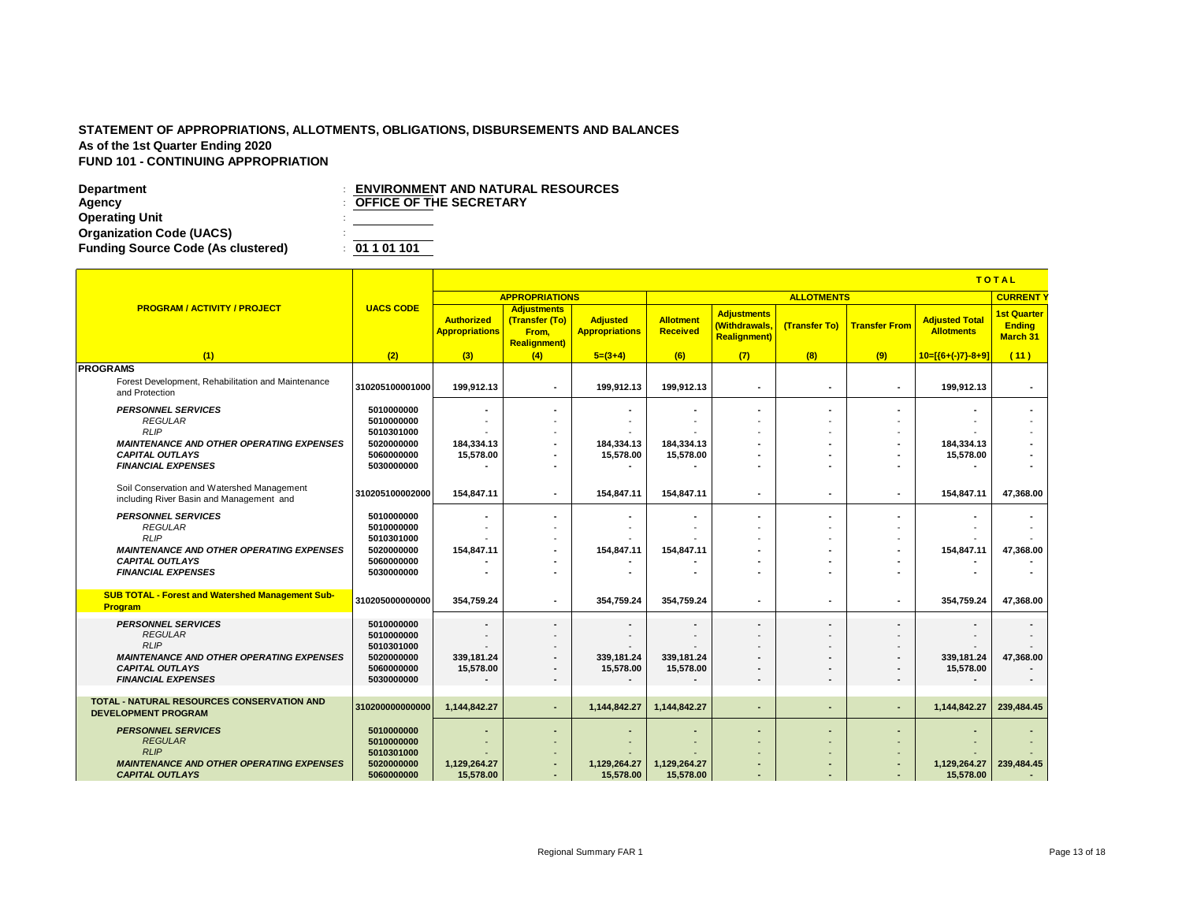**STATEMENT OF APPROPRIATIONS, ALLOTMENTS, OBLIGATIONS, DISBURSEMENTS AND BALANCES**
**As of the 1st Quarter Ending 2020**
**FUND 101 - CONTINUING APPROPRIATION**

**Department** : **ENVIRONMENT AND NATURAL RESOURCES**
**Agency** : **OFFICE OF THE SECRETARY**
**Operating Unit** :
**Organization Code (UACS)** :
**Funding Source Code (As clustered)** : **01 1 01 101**

| PROGRAM / ACTIVITY / PROJECT | UACS CODE | TOTAL | | | | | | | | |
|---|---|---|---|---|---|---|---|---|---|---|
| | | APPROPRIATIONS | | | ALLOTMENTS | | | | | CURRENT Y |
| | | Authorized Appropriations | Adjustments (Transfer (To) From, Realignment) | Adjusted Appropriations | Allotment Received | Adjustments (Withdrawals, Realignment) | (Transfer To) | Transfer From | Adjusted Total Allotments | 1st Quarter Ending March 31 |
| (1) | (2) | (3) | (4) | 5=(3+4) | (6) | (7) | (8) | (9) | 10=[{6+(-)7}-8+9] | (11) |
| **PROGRAMS** | | | | | | | | | | |
| Forest Development, Rehabilitation and Maintenance and Protection | 310205100001000 | 199,912.13 | - | 199,912.13 | 199,912.13 | - | - | - | 199,912.13 | - |
| ***PERSONNEL SERVICES*** | 5010000000 | - | - | - | - | - | - | - | - | - |
| *REGULAR* | 5010000000 | - | - | - | - | - | - | - | - | - |
| *RLIP* | 5010301000 | - | - | - | - | - | - | - | - | - |
| ***MAINTENANCE AND OTHER OPERATING EXPENSES*** | 5020000000 | 184,334.13 | - | 184,334.13 | 184,334.13 | - | - | - | 184,334.13 | - |
| ***CAPITAL OUTLAYS*** | 5060000000 | 15,578.00 | - | 15,578.00 | 15,578.00 | - | - | - | 15,578.00 | - |
| ***FINANCIAL EXPENSES*** | 5030000000 | - | - | - | - | - | - | - | - | - |
| Soil Conservation and Watershed Management including River Basin and Management and | 310205100002000 | 154,847.11 | - | 154,847.11 | 154,847.11 | - | - | - | 154,847.11 | 47,368.00 |
| ***PERSONNEL SERVICES*** | 5010000000 | - | - | - | - | - | - | - | - | - |
| *REGULAR* | 5010000000 | - | - | - | - | - | - | - | - | - |
| *RLIP* | 5010301000 | - | - | - | - | - | - | - | - | - |
| ***MAINTENANCE AND OTHER OPERATING EXPENSES*** | 5020000000 | 154,847.11 | - | 154,847.11 | 154,847.11 | - | - | - | 154,847.11 | 47,368.00 |
| ***CAPITAL OUTLAYS*** | 5060000000 | - | - | - | - | - | - | - | - | - |
| ***FINANCIAL EXPENSES*** | 5030000000 | - | - | - | - | - | - | - | - | - |
| **SUB TOTAL - Forest and Watershed Management Sub-Program** | 310205000000000 | 354,759.24 | - | 354,759.24 | 354,759.24 | - | - | - | 354,759.24 | 47,368.00 |
| ***PERSONNEL SERVICES*** | 5010000000 | - | - | - | - | - | - | - | - | - |
| *REGULAR* | 5010000000 | - | - | - | - | - | - | - | - | - |
| *RLIP* | 5010301000 | - | - | - | - | - | - | - | - | - |
| ***MAINTENANCE AND OTHER OPERATING EXPENSES*** | 5020000000 | 339,181.24 | - | 339,181.24 | 339,181.24 | - | - | - | 339,181.24 | 47,368.00 |
| ***CAPITAL OUTLAYS*** | 5060000000 | 15,578.00 | - | 15,578.00 | 15,578.00 | - | - | - | 15,578.00 | - |
| ***FINANCIAL EXPENSES*** | 5030000000 | - | - | - | - | - | - | - | - | - |
| **TOTAL - NATURAL RESOURCES CONSERVATION AND DEVELOPMENT PROGRAM** | 310200000000000 | 1,144,842.27 | - | 1,144,842.27 | 1,144,842.27 | - | - | - | 1,144,842.27 | 239,484.45 |
| ***PERSONNEL SERVICES*** | 5010000000 | - | - | - | - | - | - | - | - | - |
| *REGULAR* | 5010000000 | - | - | - | - | - | - | - | - | - |
| *RLIP* | 5010301000 | - | - | - | - | - | - | - | - | - |
| ***MAINTENANCE AND OTHER OPERATING EXPENSES*** | 5020000000 | 1,129,264.27 | - | 1,129,264.27 | 1,129,264.27 | - | - | - | 1,129,264.27 | 239,484.45 |
| ***CAPITAL OUTLAYS*** | 5060000000 | 15,578.00 | - | 15,578.00 | 15,578.00 | - | - | - | 15,578.00 | - |

Regional Summary FAR 1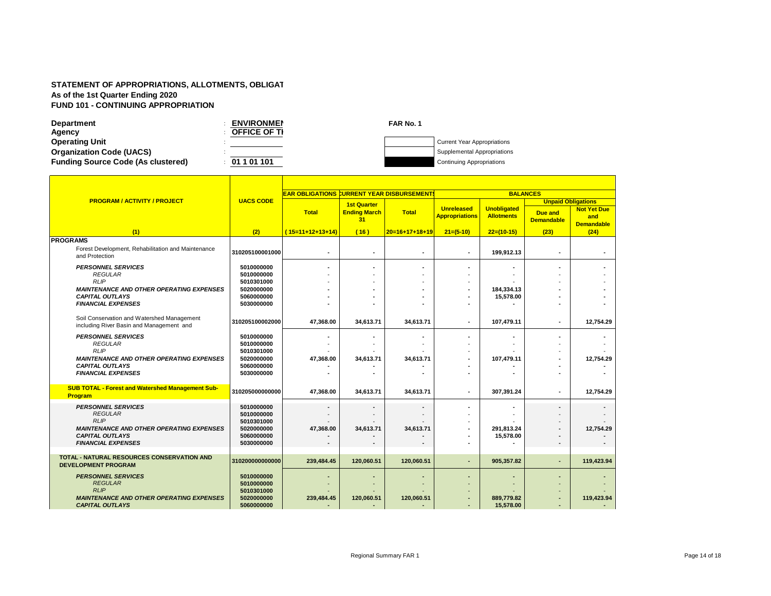**STATEMENT OF APPROPRIATIONS, ALLOTMENTS, OBLIGAT**
**As of the 1st Quarter Ending 2020**
**FUND 101 - CONTINUING APPROPRIATION**

**Department** : ENVIRONMEN
**Agency** : OFFICE OF TI
**Operating Unit** :
**Organization Code (UACS)** :
**Funding Source Code (As clustered)** : 01 1 01 101

**FAR No. 1**

Current Year Appropriations
Supplemental Appropriations
Continuing Appropriations

| PROGRAM / ACTIVITY / PROJECT | UACS CODE | EAR OBLIGATIONS | CURRENT YEAR DISBURSEMENTS | | BALANCES | | | |
|---|---|---|---|---|---|---|---|---|
| | | | | | | | Unpaid Obligations | |
| | | Total | 1st Quarter Ending March 31 | Total | Unreleased Appropriations | Unobligated Allotments | Due and Demandable | Not Yet Due and Demandable |
| (1) | (2) | (15=11+12+13+14) | (16) | 20=16+17+18+19 | 21=(5-10) | 22=(10-15) | (23) | (24) |
| **PROGRAMS** | | | | | | | | |
| Forest Development, Rehabilitation and Maintenance and Protection | 310205100001000 | - | - | - | - | 199,912.13 | - | - |
| *PERSONNEL SERVICES* | 5010000000 | - | - | - | - | - | - | - |
| *REGULAR* | 5010000000 | - | - | - | - | - | - | - |
| *RLIP* | 5010301000 | - | - | - | - | - | - | - |
| *MAINTENANCE AND OTHER OPERATING EXPENSES* | 5020000000 | - | - | - | - | 184,334.13 | - | - |
| *CAPITAL OUTLAYS* | 5060000000 | - | - | - | - | 15,578.00 | - | - |
| *FINANCIAL EXPENSES* | 5030000000 | - | - | - | - | - | - | - |
| Soil Conservation and Watershed Management including River Basin and Management and | 310205100002000 | 47,368.00 | 34,613.71 | 34,613.71 | - | 107,479.11 | - | 12,754.29 |
| *PERSONNEL SERVICES* | 5010000000 | - | - | - | - | - | - | - |
| *REGULAR* | 5010000000 | - | - | - | - | - | - | - |
| *RLIP* | 5010301000 | - | - | - | - | - | - | - |
| *MAINTENANCE AND OTHER OPERATING EXPENSES* | 5020000000 | 47,368.00 | 34,613.71 | 34,613.71 | - | 107,479.11 | - | 12,754.29 |
| *CAPITAL OUTLAYS* | 5060000000 | - | - | - | - | - | - | - |
| *FINANCIAL EXPENSES* | 5030000000 | - | - | - | - | - | - | - |
| **SUB TOTAL - Forest and Watershed Management Sub-Program** | 310205000000000 | 47,368.00 | 34,613.71 | 34,613.71 | - | 307,391.24 | - | 12,754.29 |
| *PERSONNEL SERVICES* | 5010000000 | - | - | - | - | - | - | - |
| *REGULAR* | 5010000000 | - | - | - | - | - | - | - |
| *RLIP* | 5010301000 | - | - | - | - | - | - | - |
| *MAINTENANCE AND OTHER OPERATING EXPENSES* | 5020000000 | 47,368.00 | 34,613.71 | 34,613.71 | - | 291,813.24 | - | 12,754.29 |
| *CAPITAL OUTLAYS* | 5060000000 | - | - | - | - | 15,578.00 | - | - |
| *FINANCIAL EXPENSES* | 5030000000 | - | - | - | - | - | - | - |
| **TOTAL - NATURAL RESOURCES CONSERVATION AND DEVELOPMENT PROGRAM** | 310200000000000 | 239,484.45 | 120,060.51 | 120,060.51 | - | 905,357.82 | - | 119,423.94 |
| *PERSONNEL SERVICES* | 5010000000 | - | - | - | - | - | - | - |
| *REGULAR* | 5010000000 | - | - | - | - | - | - | - |
| *RLIP* | 5010301000 | - | - | - | - | - | - | - |
| *MAINTENANCE AND OTHER OPERATING EXPENSES* | 5020000000 | 239,484.45 | 120,060.51 | 120,060.51 | - | 889,779.82 | - | 119,423.94 |
| *CAPITAL OUTLAYS* | 5060000000 | - | - | - | - | 15,578.00 | - | - |

Regional Summary FAR 1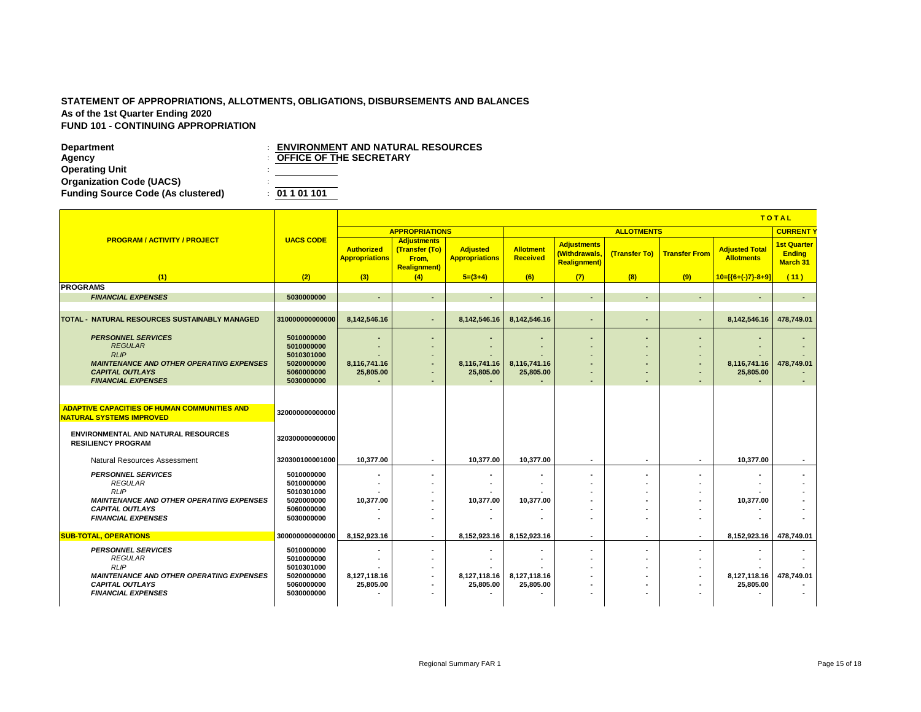**STATEMENT OF APPROPRIATIONS, ALLOTMENTS, OBLIGATIONS, DISBURSEMENTS AND BALANCES**
**As of the 1st Quarter Ending 2020**
**FUND 101 - CONTINUING APPROPRIATION**

**Department** : **ENVIRONMENT AND NATURAL RESOURCES**
**Agency** : **OFFICE OF THE SECRETARY**
**Operating Unit** :
**Organization Code (UACS)** :
**Funding Source Code (As clustered)** : **01 1 01 101**

| PROGRAM / ACTIVITY / PROJECT | UACS CODE | TOTAL | | | | | | | | |
|---|---|---|---|---|---|---|---|---|---|---|
| | | APPROPRIATIONS | | | ALLOTMENTS | | | | | CURRENT Y |
| | | Authorized Appropriations | Adjustments (Transfer (To) From, Realignment) | Adjusted Appropriations | Allotment Received | Adjustments (Withdrawals, Realignment) | (Transfer To) | Transfer From | Adjusted Total Allotments | 1st Quarter Ending March 31 |
| (1) | (2) | (3) | (4) | 5=(3+4) | (6) | (7) | (8) | (9) | 10=[{6+(-)7}-8+9] | (11) |
| **PROGRAMS** | | | | | | | | | | |
| ***FINANCIAL EXPENSES*** | 5030000000 | - | - | - | - | - | - | - | - | - |
| **TOTAL - NATURAL RESOURCES SUSTAINABLY MANAGED** | 310000000000000 | 8,142,546.16 | - | 8,142,546.16 | 8,142,546.16 | - | - | - | 8,142,546.16 | 478,749.01 |
| ***PERSONNEL SERVICES*** | 5010000000 | - | - | - | - | - | - | - | - | - |
| *REGULAR* | 5010000000 | - | - | - | - | - | - | - | - | - |
| *RLIP* | 5010301000 | - | - | - | - | - | - | - | - | - |
| ***MAINTENANCE AND OTHER OPERATING EXPENSES*** | 5020000000 | 8,116,741.16 | - | 8,116,741.16 | 8,116,741.16 | - | - | - | 8,116,741.16 | 478,749.01 |
| ***CAPITAL OUTLAYS*** | 5060000000 | 25,805.00 | - | 25,805.00 | 25,805.00 | - | - | - | 25,805.00 | - |
| ***FINANCIAL EXPENSES*** | 5030000000 | - | - | - | - | - | - | - | - | - |
| **ADAPTIVE CAPACITIES OF HUMAN COMMUNITIES AND NATURAL SYSTEMS IMPROVED** | 320000000000000 | | | | | | | | | |
| **ENVIRONMENTAL AND NATURAL RESOURCES RESILIENCY PROGRAM** | 320300000000000 | | | | | | | | | |
| Natural Resources Assessment | 320300100001000 | 10,377.00 | - | 10,377.00 | 10,377.00 | - | - | - | 10,377.00 | - |
| ***PERSONNEL SERVICES*** | 5010000000 | - | - | - | - | - | - | - | - | - |
| *REGULAR* | 5010000000 | - | - | - | - | - | - | - | - | - |
| *RLIP* | 5010301000 | - | - | - | - | - | - | - | - | - |
| ***MAINTENANCE AND OTHER OPERATING EXPENSES*** | 5020000000 | 10,377.00 | - | 10,377.00 | 10,377.00 | - | - | - | 10,377.00 | - |
| ***CAPITAL OUTLAYS*** | 5060000000 | - | - | - | - | - | - | - | - | - |
| ***FINANCIAL EXPENSES*** | 5030000000 | - | - | - | - | - | - | - | - | - |
| **SUB-TOTAL, OPERATIONS** | 300000000000000 | 8,152,923.16 | - | 8,152,923.16 | 8,152,923.16 | - | - | - | 8,152,923.16 | 478,749.01 |
| ***PERSONNEL SERVICES*** | 5010000000 | - | - | - | - | - | - | - | - | - |
| *REGULAR* | 5010000000 | - | - | - | - | - | - | - | - | - |
| *RLIP* | 5010301000 | - | - | - | - | - | - | - | - | - |
| ***MAINTENANCE AND OTHER OPERATING EXPENSES*** | 5020000000 | 8,127,118.16 | - | 8,127,118.16 | 8,127,118.16 | - | - | - | 8,127,118.16 | 478,749.01 |
| ***CAPITAL OUTLAYS*** | 5060000000 | 25,805.00 | - | 25,805.00 | 25,805.00 | - | - | - | 25,805.00 | - |
| ***FINANCIAL EXPENSES*** | 5030000000 | - | - | - | - | - | - | - | - | - |

Regional Summary FAR 1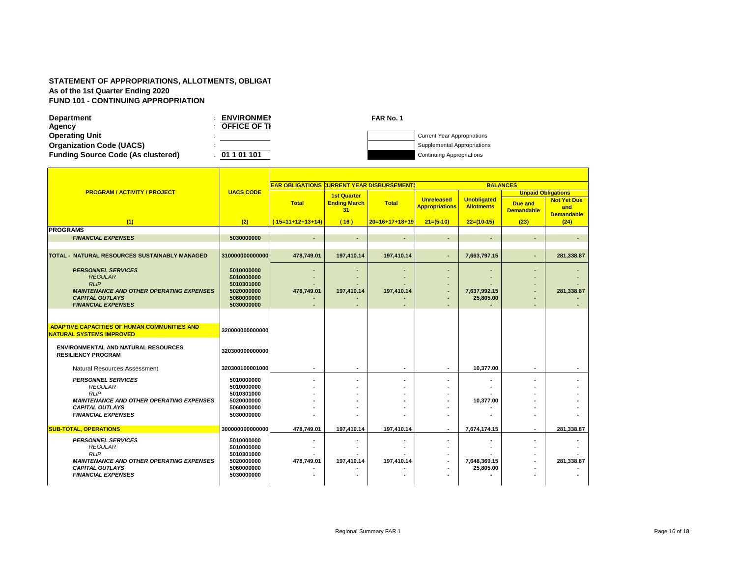**STATEMENT OF APPROPRIATIONS, ALLOTMENTS, OBLIGAT**
**As of the 1st Quarter Ending 2020**
**FUND 101 - CONTINUING APPROPRIATION**

**Department** : **ENVIRONMEN**
**Agency** : **OFFICE OF TI**
**Operating Unit** :
**Organization Code (UACS)** :
**Funding Source Code (As clustered)** : **01 1 01 101**

**FAR No. 1**

Current Year Appropriations
Supplemental Appropriations
Continuing Appropriations

| PROGRAM / ACTIVITY / PROJECT | UACS CODE | EAR OBLIGATIONS | CURRENT YEAR DISBURSEMENTS | | BALANCES | | | |
|---|---|---|---|---|---|---|---|---|
| | | | | | | | Unpaid Obligations | |
| | | Total | 1st Quarter Ending March 31 | Total | Unreleased Appropriations | Unobligated Allotments | Due and Demandable | Not Yet Due and Demandable |
| (1) | (2) | ( 15=11+12+13+14) | ( 16 ) | 20=16+17+18+19 | 21=(5-10) | 22=(10-15) | (23) | (24) |
| **PROGRAMS** | | | | | | | | |
| *FINANCIAL EXPENSES* | 5030000000 | - | - | - | - | - | - | - |
| **TOTAL - NATURAL RESOURCES SUSTAINABLY MANAGED** | 310000000000000 | 478,749.01 | 197,410.14 | 197,410.14 | - | 7,663,797.15 | - | 281,338.87 |
| *PERSONNEL SERVICES* | 5010000000 | - | - | - | - | - | - | - |
| *REGULAR* | 5010000000 | - | - | - | - | - | - | - |
| *RLIP* | 5010301000 | - | - | - | - | - | - | - |
| *MAINTENANCE AND OTHER OPERATING EXPENSES* | 5020000000 | 478,749.01 | 197,410.14 | 197,410.14 | - | 7,637,992.15 | - | 281,338.87 |
| *CAPITAL OUTLAYS* | 5060000000 | - | - | - | - | 25,805.00 | - | - |
| *FINANCIAL EXPENSES* | 5030000000 | - | - | - | - | - | - | - |
| **ADAPTIVE CAPACITIES OF HUMAN COMMUNITIES AND NATURAL SYSTEMS IMPROVED** | 320000000000000 | | | | | | | |
| **ENVIRONMENTAL AND NATURAL RESOURCES RESILIENCY PROGRAM** | 320300000000000 | | | | | | | |
| Natural Resources Assessment | 320300100001000 | - | - | - | - | 10,377.00 | - | - |
| *PERSONNEL SERVICES* | 5010000000 | - | - | - | - | - | - | - |
| *REGULAR* | 5010000000 | - | - | - | - | - | - | - |
| *RLIP* | 5010301000 | - | - | - | - | - | - | - |
| *MAINTENANCE AND OTHER OPERATING EXPENSES* | 5020000000 | - | - | - | - | 10,377.00 | - | - |
| *CAPITAL OUTLAYS* | 5060000000 | - | - | - | - | - | - | - |
| *FINANCIAL EXPENSES* | 5030000000 | - | - | - | - | - | - | - |
| **SUB-TOTAL, OPERATIONS** | 300000000000000 | 478,749.01 | 197,410.14 | 197,410.14 | - | 7,674,174.15 | - | 281,338.87 |
| *PERSONNEL SERVICES* | 5010000000 | - | - | - | - | - | - | - |
| *REGULAR* | 5010000000 | - | - | - | - | - | - | - |
| *RLIP* | 5010301000 | - | - | - | - | - | - | - |
| *MAINTENANCE AND OTHER OPERATING EXPENSES* | 5020000000 | 478,749.01 | 197,410.14 | 197,410.14 | - | 7,648,369.15 | - | 281,338.87 |
| *CAPITAL OUTLAYS* | 5060000000 | - | - | - | - | 25,805.00 | - | - |
| *FINANCIAL EXPENSES* | 5030000000 | - | - | - | - | - | - | - |

Regional Summary FAR 1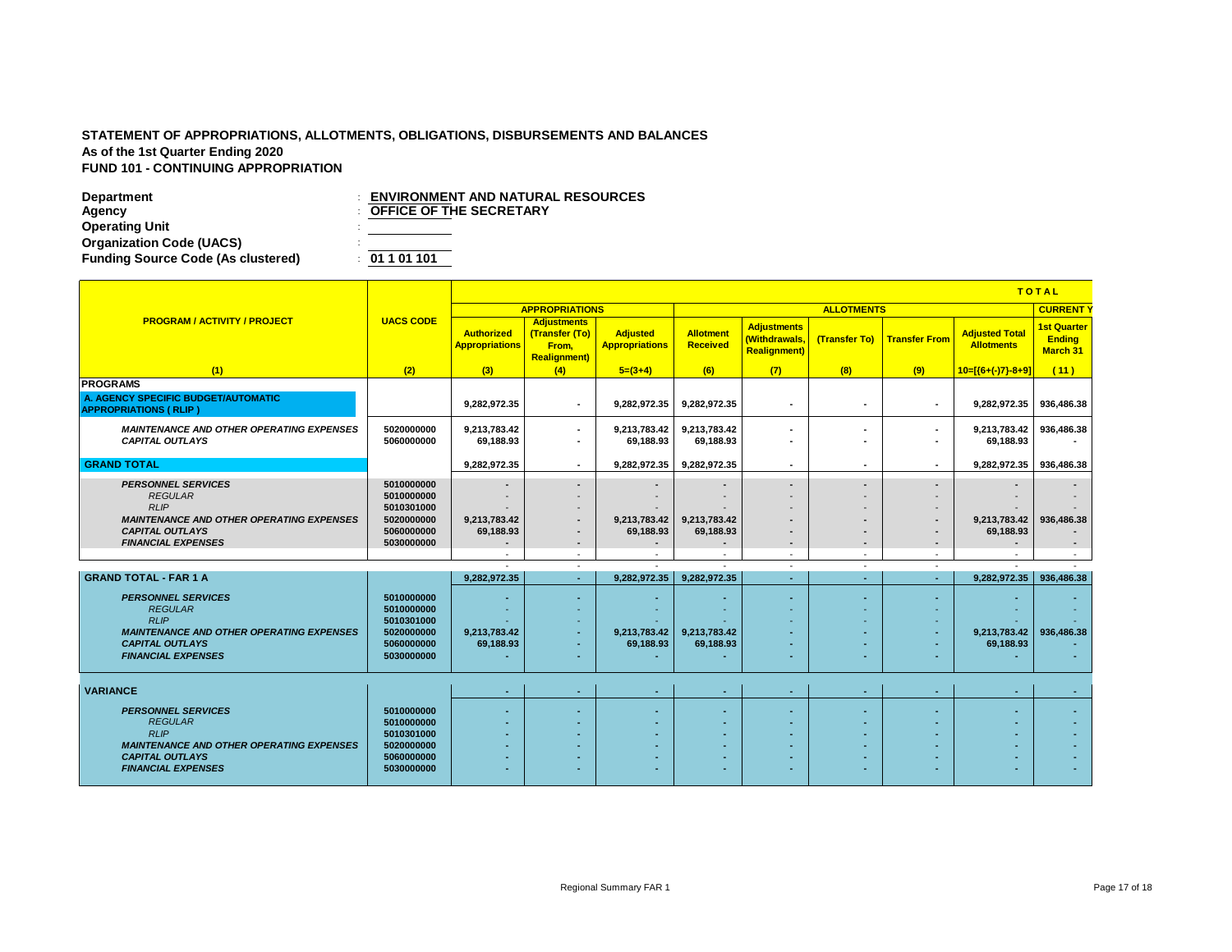**STATEMENT OF APPROPRIATIONS, ALLOTMENTS, OBLIGATIONS, DISBURSEMENTS AND BALANCES**
**As of the 1st Quarter Ending 2020**
**FUND 101 - CONTINUING APPROPRIATION**

**Department** : **ENVIRONMENT AND NATURAL RESOURCES**
**Agency** : **OFFICE OF THE SECRETARY**
**Operating Unit** :
**Organization Code (UACS)** :
**Funding Source Code (As clustered)** : **01 1 01 101**

| PROGRAM / ACTIVITY / PROJECT | UACS CODE | TOTAL | | | | | | | | |
|---|---|---|---|---|---|---|---|---|---|---|
| | | APPROPRIATIONS | | | ALLOTMENTS | | | | | CURRENT Y |
| | | Authorized Appropriations | Adjustments (Transfer (To) From, Realignment) | Adjusted Appropriations | Allotment Received | Adjustments (Withdrawals, Realignment) | (Transfer To) | Transfer From | Adjusted Total Allotments | 1st Quarter Ending March 31 |
| (1) | (2) | (3) | (4) | 5=(3+4) | (6) | (7) | (8) | (9) | 10=[{6+(-)7}-8+9] | (11) |
| **PROGRAMS** | | | | | | | | | | |
| **A. AGENCY SPECIFIC BUDGET/AUTOMATIC APPROPRIATIONS ( RLIP )** | | 9,282,972.35 | - | 9,282,972.35 | 9,282,972.35 | - | - | - | 9,282,972.35 | 936,486.38 |
| *MAINTENANCE AND OTHER OPERATING EXPENSES* | 5020000000 | 9,213,783.42 | - | 9,213,783.42 | 9,213,783.42 | - | - | - | 9,213,783.42 | 936,486.38 |
| *CAPITAL OUTLAYS* | 5060000000 | 69,188.93 | - | 69,188.93 | 69,188.93 | - | - | - | 69,188.93 | - |
| **GRAND TOTAL** | | 9,282,972.35 | - | 9,282,972.35 | 9,282,972.35 | - | - | - | 9,282,972.35 | 936,486.38 |
| *PERSONNEL SERVICES* | 5010000000 | - | - | - | - | - | - | - | - | - |
| *REGULAR* | 5010000000 | - | - | - | - | - | - | - | - | - |
| *RLIP* | 5010301000 | - | - | - | - | - | - | - | - | - |
| *MAINTENANCE AND OTHER OPERATING EXPENSES* | 5020000000 | 9,213,783.42 | - | 9,213,783.42 | 9,213,783.42 | - | - | - | 9,213,783.42 | 936,486.38 |
| *CAPITAL OUTLAYS* | 5060000000 | 69,188.93 | - | 69,188.93 | 69,188.93 | - | - | - | 69,188.93 | - |
| *FINANCIAL EXPENSES* | 5030000000 | - | - | - | - | - | - | - | - | - |
| | | - | - | - | - | - | - | - | - | - |
| | | - | - | - | - | - | - | - | - | - |
| **GRAND TOTAL - FAR 1 A** | | 9,282,972.35 | - | 9,282,972.35 | 9,282,972.35 | - | - | - | 9,282,972.35 | 936,486.38 |
| *PERSONNEL SERVICES* | 5010000000 | - | - | - | - | - | - | - | - | - |
| *REGULAR* | 5010000000 | - | - | - | - | - | - | - | - | - |
| *RLIP* | 5010301000 | - | - | - | - | - | - | - | - | - |
| *MAINTENANCE AND OTHER OPERATING EXPENSES* | 5020000000 | 9,213,783.42 | - | 9,213,783.42 | 9,213,783.42 | - | - | - | 9,213,783.42 | 936,486.38 |
| *CAPITAL OUTLAYS* | 5060000000 | 69,188.93 | - | 69,188.93 | 69,188.93 | - | - | - | 69,188.93 | - |
| *FINANCIAL EXPENSES* | 5030000000 | - | - | - | - | - | - | - | - | - |
| **VARIANCE** | | - | - | - | - | - | - | - | - | - |
| *PERSONNEL SERVICES* | 5010000000 | - | - | - | - | - | - | - | - | - |
| *REGULAR* | 5010000000 | - | - | - | - | - | - | - | - | - |
| *RLIP* | 5010301000 | - | - | - | - | - | - | - | - | - |
| *MAINTENANCE AND OTHER OPERATING EXPENSES* | 5020000000 | - | - | - | - | - | - | - | - | - |
| *CAPITAL OUTLAYS* | 5060000000 | - | - | - | - | - | - | - | - | - |
| *FINANCIAL EXPENSES* | 5030000000 | - | - | - | - | - | - | - | - | - |

Regional Summary FAR 1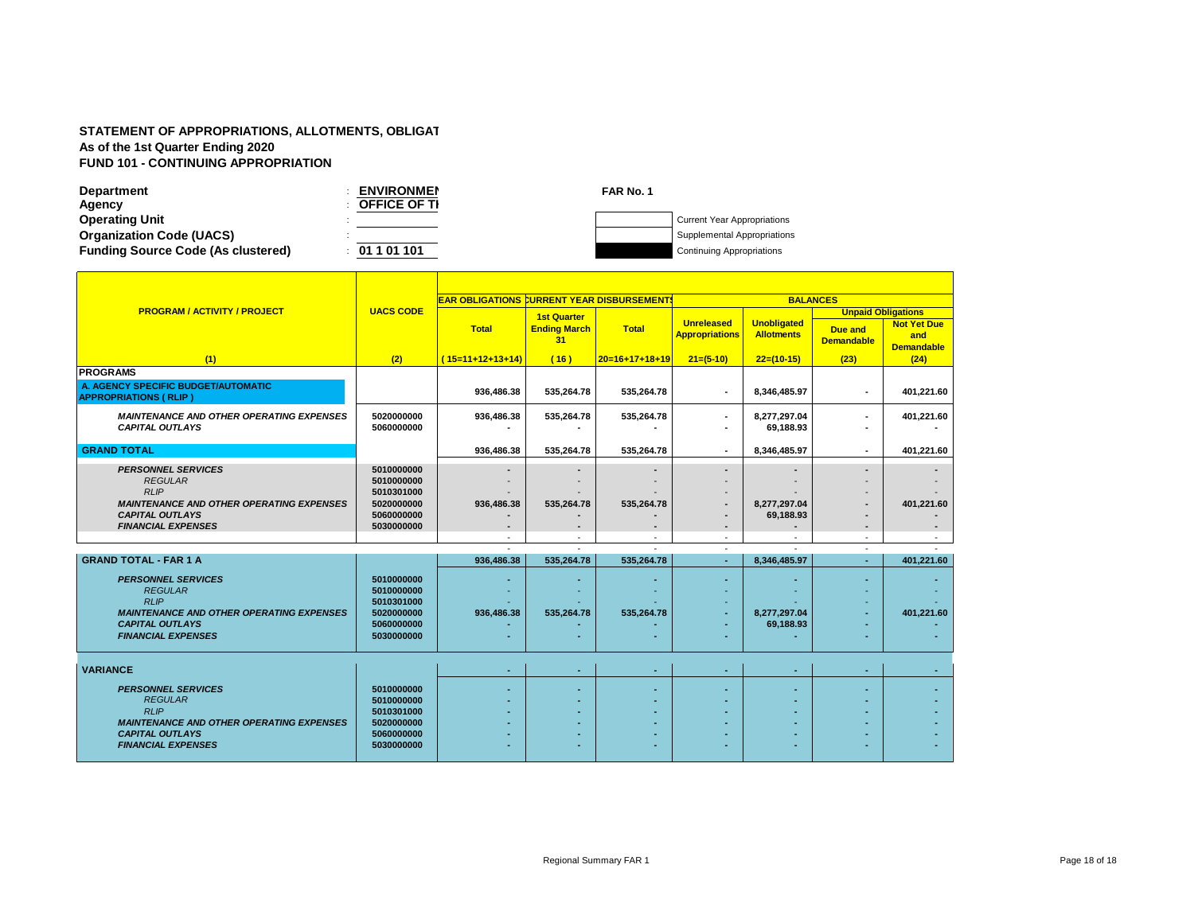**STATEMENT OF APPROPRIATIONS, ALLOTMENTS, OBLIGAT**
**As of the 1st Quarter Ending 2020**
**FUND 101 - CONTINUING APPROPRIATION**

| | | |
|---|---|---|
| **Department** | : | **ENVIRONMEN** |
| **Agency** | : | **OFFICE OF TI** |
| **Operating Unit** | : | |
| **Organization Code (UACS)** | : | |
| **Funding Source Code (As clustered)** | : | **01 1 01 101** |

**FAR No. 1**

Current Year Appropriations
Supplemental Appropriations
Continuing Appropriations

| PROGRAM / ACTIVITY / PROJECT | UACS CODE | EAR OBLIGATIONS | CURRENT YEAR DISBURSEMENTS | | BALANCES | | | |
|---|---|---|---|---|---|---|---|---|
| | | | | | | | Unpaid Obligations | |
| | | Total | 1st Quarter Ending March 31 | Total | Unreleased Appropriations | Unobligated Allotments | Due and Demandable | Not Yet Due and Demandable |
| (1) | (2) | ( 15=11+12+13+14) | ( 16 ) | 20=16+17+18+19 | 21=(5-10) | 22=(10-15) | (23) | (24) |
| **PROGRAMS** | | | | | | | | |
| **A. AGENCY SPECIFIC BUDGET/AUTOMATIC APPROPRIATIONS ( RLIP )** | | 936,486.38 | 535,264.78 | 535,264.78 | - | 8,346,485.97 | - | 401,221.60 |
| *MAINTENANCE AND OTHER OPERATING EXPENSES* | 5020000000 | 936,486.38 | 535,264.78 | 535,264.78 | - | 8,277,297.04 | - | 401,221.60 |
| *CAPITAL OUTLAYS* | 5060000000 | - | - | - | - | 69,188.93 | - | - |
| **GRAND TOTAL** | | 936,486.38 | 535,264.78 | 535,264.78 | - | 8,346,485.97 | - | 401,221.60 |
| *PERSONNEL SERVICES* | 5010000000 | - | - | - | - | - | - | - |
| *REGULAR* | 5010000000 | - | - | - | - | - | - | - |
| *RLIP* | 5010301000 | - | - | - | - | - | - | - |
| *MAINTENANCE AND OTHER OPERATING EXPENSES* | 5020000000 | 936,486.38 | 535,264.78 | 535,264.78 | - | 8,277,297.04 | - | 401,221.60 |
| *CAPITAL OUTLAYS* | 5060000000 | - | - | - | - | 69,188.93 | - | - |
| *FINANCIAL EXPENSES* | 5030000000 | - | - | - | - | - | - | - |
| | | - | - | - | - | - | - | - |
| | | - | - | - | - | - | - | - |
| **GRAND TOTAL - FAR 1 A** | | 936,486.38 | 535,264.78 | 535,264.78 | - | 8,346,485.97 | - | 401,221.60 |
| *PERSONNEL SERVICES* | 5010000000 | - | - | - | - | - | - | - |
| *REGULAR* | 5010000000 | - | - | - | - | - | - | - |
| *RLIP* | 5010301000 | - | - | - | - | - | - | - |
| *MAINTENANCE AND OTHER OPERATING EXPENSES* | 5020000000 | 936,486.38 | 535,264.78 | 535,264.78 | - | 8,277,297.04 | - | 401,221.60 |
| *CAPITAL OUTLAYS* | 5060000000 | - | - | - | - | 69,188.93 | - | - |
| *FINANCIAL EXPENSES* | 5030000000 | - | - | - | - | - | - | - |
| **VARIANCE** | | - | - | - | - | - | - | - |
| *PERSONNEL SERVICES* | 5010000000 | - | - | - | - | - | - | - |
| *REGULAR* | 5010000000 | - | - | - | - | - | - | - |
| *RLIP* | 5010301000 | - | - | - | - | - | - | - |
| *MAINTENANCE AND OTHER OPERATING EXPENSES* | 5020000000 | - | - | - | - | - | - | - |
| *CAPITAL OUTLAYS* | 5060000000 | - | - | - | - | - | - | - |
| *FINANCIAL EXPENSES* | 5030000000 | - | - | - | - | - | - | - |

Regional Summary FAR 1